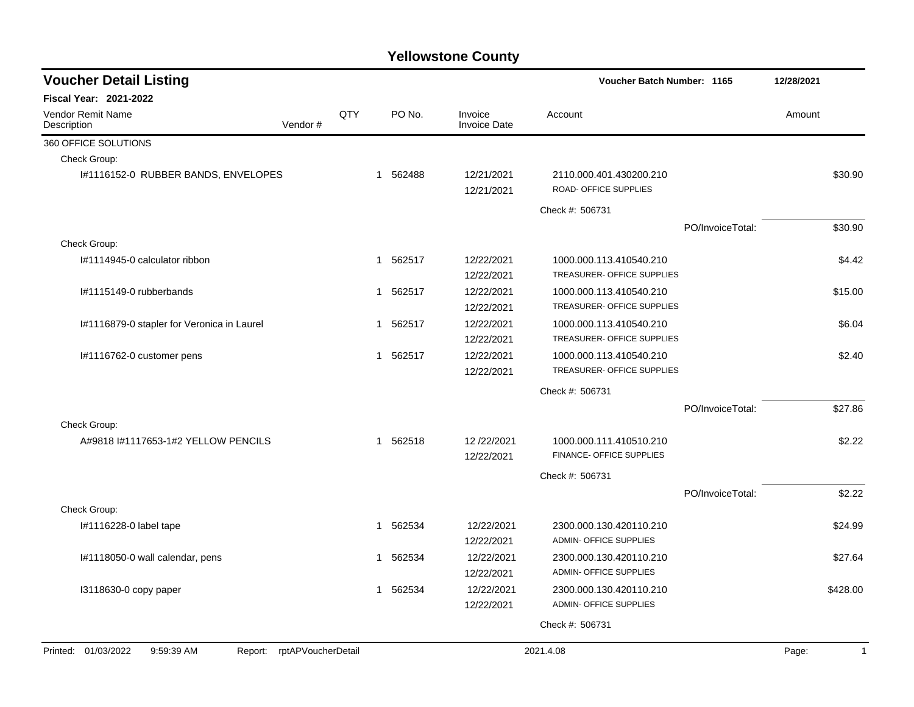# Yellowstone County

## Voucher Detail Listing

**Voucher Batch Number: 1165** 12/28/2021

**Fiscal Year: 2021-2022**

| Vendor Remit Name / Description | Vendor # | QTY | PO No. | Invoice / Invoice Date | Account | Amount |
|---|---|---|---|---|---|---|
| 360 OFFICE SOLUTIONS | | | | | | |
| Check Group: | | | | | | |
| I#1116152-0 RUBBER BANDS, ENVELOPES | | 1 | 562488 | 12/21/2021 / 12/21/2021 | 2110.000.401.430200.210 ROAD- OFFICE SUPPLIES | $30.90 |
| | | | | | Check #: 506731 | |
| | | | | | PO/InvoiceTotal: | $30.90 |
| Check Group: | | | | | | |
| I#1114945-0 calculator ribbon | | 1 | 562517 | 12/22/2021 / 12/22/2021 | 1000.000.113.410540.210 TREASURER- OFFICE SUPPLIES | $4.42 |
| I#1115149-0 rubberbands | | 1 | 562517 | 12/22/2021 / 12/22/2021 | 1000.000.113.410540.210 TREASURER- OFFICE SUPPLIES | $15.00 |
| I#1116879-0 stapler for Veronica in Laurel | | 1 | 562517 | 12/22/2021 / 12/22/2021 | 1000.000.113.410540.210 TREASURER- OFFICE SUPPLIES | $6.04 |
| I#1116762-0 customer pens | | 1 | 562517 | 12/22/2021 / 12/22/2021 | 1000.000.113.410540.210 TREASURER- OFFICE SUPPLIES | $2.40 |
| | | | | | Check #: 506731 | |
| | | | | | PO/InvoiceTotal: | $27.86 |
| Check Group: | | | | | | |
| A#9818 I#1117653-1#2 YELLOW PENCILS | | 1 | 562518 | 12 /22/2021 / 12/22/2021 | 1000.000.111.410510.210 FINANCE- OFFICE SUPPLIES | $2.22 |
| | | | | | Check #: 506731 | |
| | | | | | PO/InvoiceTotal: | $2.22 |
| Check Group: | | | | | | |
| I#1116228-0 label tape | | 1 | 562534 | 12/22/2021 / 12/22/2021 | 2300.000.130.420110.210 ADMIN- OFFICE SUPPLIES | $24.99 |
| I#1118050-0 wall calendar, pens | | 1 | 562534 | 12/22/2021 / 12/22/2021 | 2300.000.130.420110.210 ADMIN- OFFICE SUPPLIES | $27.64 |
| I3118630-0 copy paper | | 1 | 562534 | 12/22/2021 / 12/22/2021 | 2300.000.130.420110.210 ADMIN- OFFICE SUPPLIES | $428.00 |
| | | | | | Check #: 506731 | |

Printed: 01/03/2022 9:59:39 AM Report: rptAPVoucherDetail 2021.4.08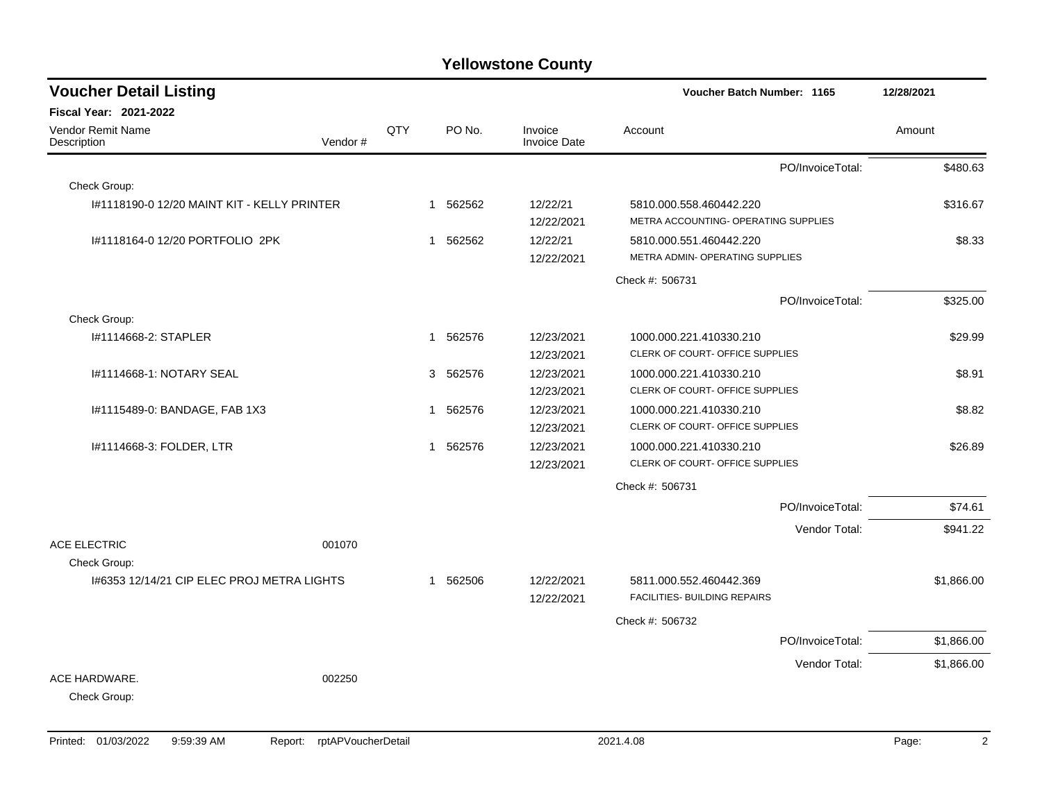# Yellowstone County

## Voucher Detail Listing

**Voucher Batch Number: 1165** — 12/28/2021

**Fiscal Year: 2021-2022**

| Vendor Remit Name / Description | Vendor # | QTY | PO No. | Invoice / Invoice Date | Account | Amount |
|---|---|---|---|---|---|---|
| | | | | | PO/InvoiceTotal: | $480.63 |
| Check Group: | | | | | | |
| I#1118190-0 12/20 MAINT KIT - KELLY PRINTER | | 1 | 562562 | 12/22/21<br>12/22/2021 | 5810.000.558.460442.220<br>METRA ACCOUNTING- OPERATING SUPPLIES | $316.67 |
| I#1118164-0 12/20 PORTFOLIO 2PK | | 1 | 562562 | 12/22/21<br>12/22/2021 | 5810.000.551.460442.220<br>METRA ADMIN- OPERATING SUPPLIES | $8.33 |
| | | | | | Check #: 506731 | |
| | | | | | PO/InvoiceTotal: | $325.00 |
| Check Group: | | | | | | |
| I#1114668-2: STAPLER | | 1 | 562576 | 12/23/2021<br>12/23/2021 | 1000.000.221.410330.210<br>CLERK OF COURT- OFFICE SUPPLIES | $29.99 |
| I#1114668-1: NOTARY SEAL | | 3 | 562576 | 12/23/2021<br>12/23/2021 | 1000.000.221.410330.210<br>CLERK OF COURT- OFFICE SUPPLIES | $8.91 |
| I#1115489-0: BANDAGE, FAB 1X3 | | 1 | 562576 | 12/23/2021<br>12/23/2021 | 1000.000.221.410330.210<br>CLERK OF COURT- OFFICE SUPPLIES | $8.82 |
| I#1114668-3: FOLDER, LTR | | 1 | 562576 | 12/23/2021<br>12/23/2021 | 1000.000.221.410330.210<br>CLERK OF COURT- OFFICE SUPPLIES | $26.89 |
| | | | | | Check #: 506731 | |
| | | | | | PO/InvoiceTotal: | $74.61 |
| | | | | | Vendor Total: | $941.22 |
| ACE ELECTRIC | 001070 | | | | | |
| Check Group: | | | | | | |
| I#6353 12/14/21 CIP ELEC PROJ METRA LIGHTS | | 1 | 562506 | 12/22/2021<br>12/22/2021 | 5811.000.552.460442.369<br>FACILITIES- BUILDING REPAIRS | $1,866.00 |
| | | | | | Check #: 506732 | |
| | | | | | PO/InvoiceTotal: | $1,866.00 |
| | | | | | Vendor Total: | $1,866.00 |
| ACE HARDWARE. | 002250 | | | | | |
| Check Group: | | | | | | |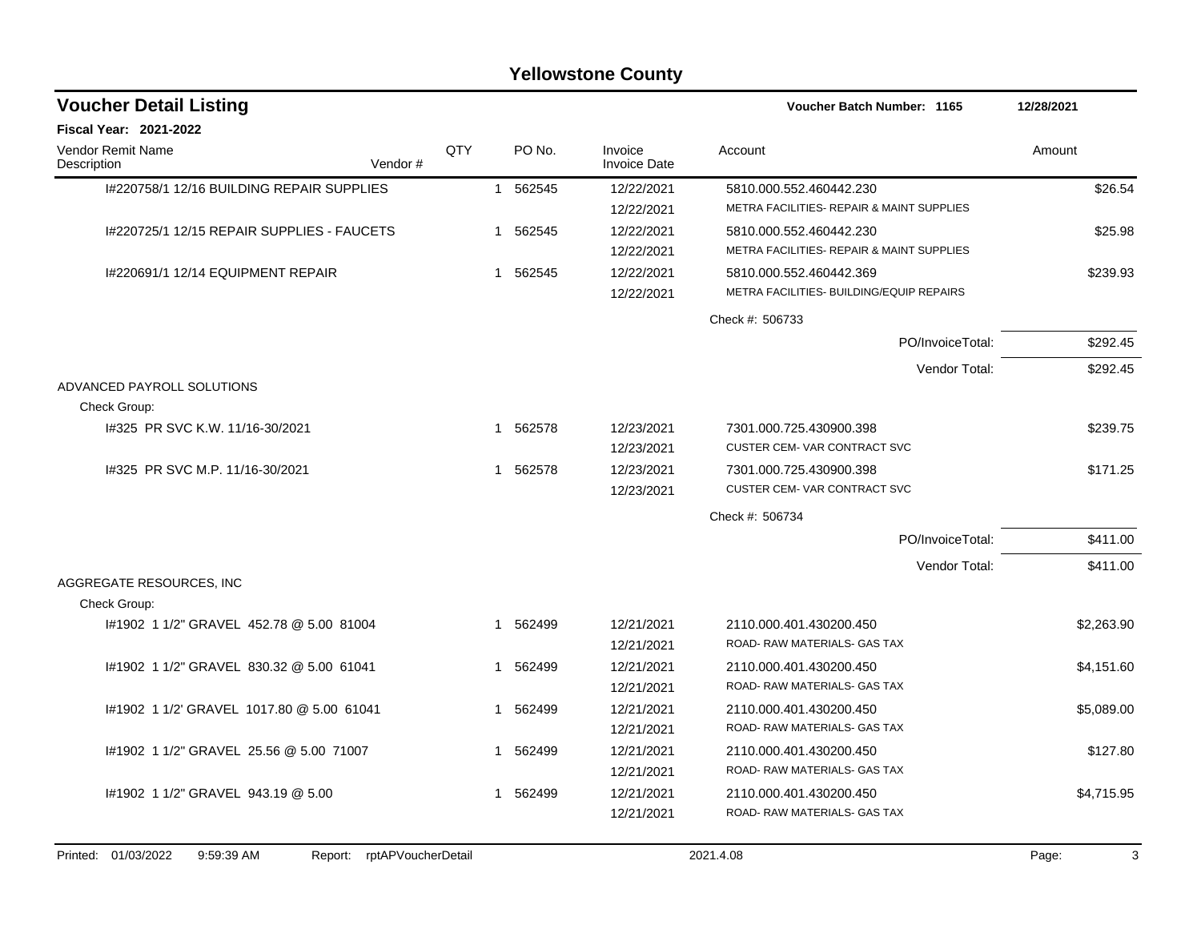# Yellowstone County

## Voucher Detail Listing

**Voucher Batch Number: 1165** — 12/28/2021

**Fiscal Year: 2021-2022**

| Vendor Remit Name / Description | Vendor # | QTY | PO No. | Invoice / Invoice Date | Account | Amount |
|---|---|---|---|---|---|---|
| I#220758/1 12/16 BUILDING REPAIR SUPPLIES | | 1 | 562545 | 12/22/2021<br>12/22/2021 | 5810.000.552.460442.230<br>METRA FACILITIES- REPAIR & MAINT SUPPLIES | $26.54 |
| I#220725/1 12/15 REPAIR SUPPLIES - FAUCETS | | 1 | 562545 | 12/22/2021<br>12/22/2021 | 5810.000.552.460442.230<br>METRA FACILITIES- REPAIR & MAINT SUPPLIES | $25.98 |
| I#220691/1 12/14 EQUIPMENT REPAIR | | 1 | 562545 | 12/22/2021<br>12/22/2021 | 5810.000.552.460442.369<br>METRA FACILITIES- BUILDING/EQUIP REPAIRS | $239.93 |
| | | | | | Check #: 506733 | |
| | | | | | PO/InvoiceTotal: | $292.45 |
| | | | | | Vendor Total: | $292.45 |
| ADVANCED PAYROLL SOLUTIONS | | | | | | |
| Check Group: | | | | | | |
| I#325 PR SVC K.W. 11/16-30/2021 | | 1 | 562578 | 12/23/2021<br>12/23/2021 | 7301.000.725.430900.398<br>CUSTER CEM- VAR CONTRACT SVC | $239.75 |
| I#325 PR SVC M.P. 11/16-30/2021 | | 1 | 562578 | 12/23/2021<br>12/23/2021 | 7301.000.725.430900.398<br>CUSTER CEM- VAR CONTRACT SVC | $171.25 |
| | | | | | Check #: 506734 | |
| | | | | | PO/InvoiceTotal: | $411.00 |
| | | | | | Vendor Total: | $411.00 |
| AGGREGATE RESOURCES, INC | | | | | | |
| Check Group: | | | | | | |
| I#1902 1 1/2" GRAVEL 452.78 @ 5.00 81004 | | 1 | 562499 | 12/21/2021<br>12/21/2021 | 2110.000.401.430200.450<br>ROAD- RAW MATERIALS- GAS TAX | $2,263.90 |
| I#1902 1 1/2" GRAVEL 830.32 @ 5.00 61041 | | 1 | 562499 | 12/21/2021<br>12/21/2021 | 2110.000.401.430200.450<br>ROAD- RAW MATERIALS- GAS TAX | $4,151.60 |
| I#1902 1 1/2' GRAVEL 1017.80 @ 5.00 61041 | | 1 | 562499 | 12/21/2021<br>12/21/2021 | 2110.000.401.430200.450<br>ROAD- RAW MATERIALS- GAS TAX | $5,089.00 |
| I#1902 1 1/2" GRAVEL 25.56 @ 5.00 71007 | | 1 | 562499 | 12/21/2021<br>12/21/2021 | 2110.000.401.430200.450<br>ROAD- RAW MATERIALS- GAS TAX | $127.80 |
| I#1902 1 1/2" GRAVEL 943.19 @ 5.00 | | 1 | 562499 | 12/21/2021<br>12/21/2021 | 2110.000.401.430200.450<br>ROAD- RAW MATERIALS- GAS TAX | $4,715.95 |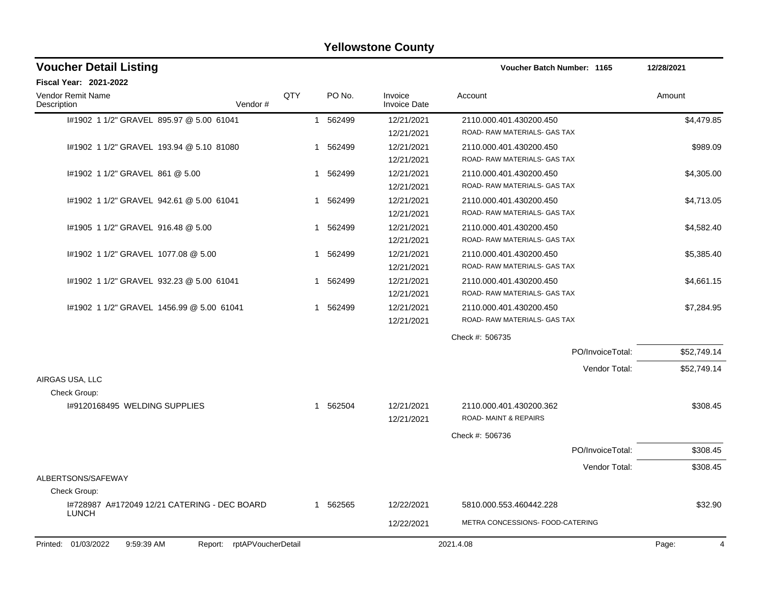# Yellowstone County

## Voucher Detail Listing

**Voucher Batch Number: 1165** — 12/28/2021

**Fiscal Year: 2021-2022**

| Vendor Remit Name / Description | Vendor # | QTY | PO No. | Invoice / Invoice Date | Account | Amount |
|---|---|---|---|---|---|---|
| I#1902 1 1/2" GRAVEL 895.97 @ 5.00 61041 | | 1 | 562499 | 12/21/2021 / 12/21/2021 | 2110.000.401.430200.450 ROAD- RAW MATERIALS- GAS TAX | $4,479.85 |
| I#1902 1 1/2" GRAVEL 193.94 @ 5.10 81080 | | 1 | 562499 | 12/21/2021 / 12/21/2021 | 2110.000.401.430200.450 ROAD- RAW MATERIALS- GAS TAX | $989.09 |
| I#1902 1 1/2" GRAVEL 861 @ 5.00 | | 1 | 562499 | 12/21/2021 / 12/21/2021 | 2110.000.401.430200.450 ROAD- RAW MATERIALS- GAS TAX | $4,305.00 |
| I#1902 1 1/2" GRAVEL 942.61 @ 5.00 61041 | | 1 | 562499 | 12/21/2021 / 12/21/2021 | 2110.000.401.430200.450 ROAD- RAW MATERIALS- GAS TAX | $4,713.05 |
| I#1905 1 1/2" GRAVEL 916.48 @ 5.00 | | 1 | 562499 | 12/21/2021 / 12/21/2021 | 2110.000.401.430200.450 ROAD- RAW MATERIALS- GAS TAX | $4,582.40 |
| I#1902 1 1/2" GRAVEL 1077.08 @ 5.00 | | 1 | 562499 | 12/21/2021 / 12/21/2021 | 2110.000.401.430200.450 ROAD- RAW MATERIALS- GAS TAX | $5,385.40 |
| I#1902 1 1/2" GRAVEL 932.23 @ 5.00 61041 | | 1 | 562499 | 12/21/2021 / 12/21/2021 | 2110.000.401.430200.450 ROAD- RAW MATERIALS- GAS TAX | $4,661.15 |
| I#1902 1 1/2" GRAVEL 1456.99 @ 5.00 61041 | | 1 | 562499 | 12/21/2021 / 12/21/2021 | 2110.000.401.430200.450 ROAD- RAW MATERIALS- GAS TAX | $7,284.95 |
| | | | | | Check #: 506735 | |
| | | | | | PO/InvoiceTotal: | $52,749.14 |
| | | | | | Vendor Total: | $52,749.14 |
| **AIRGAS USA, LLC** | | | | | | |
| Check Group: | | | | | | |
| I#9120168495 WELDING SUPPLIES | | 1 | 562504 | 12/21/2021 / 12/21/2021 | 2110.000.401.430200.362 ROAD- MAINT & REPAIRS | $308.45 |
| | | | | | Check #: 506736 | |
| | | | | | PO/InvoiceTotal: | $308.45 |
| | | | | | Vendor Total: | $308.45 |
| **ALBERTSONS/SAFEWAY** | | | | | | |
| Check Group: | | | | | | |
| I#728987 A#172049 12/21 CATERING - DEC BOARD LUNCH | | 1 | 562565 | 12/22/2021 / 12/22/2021 | 5810.000.553.460442.228 METRA CONCESSIONS- FOOD-CATERING | $32.90 |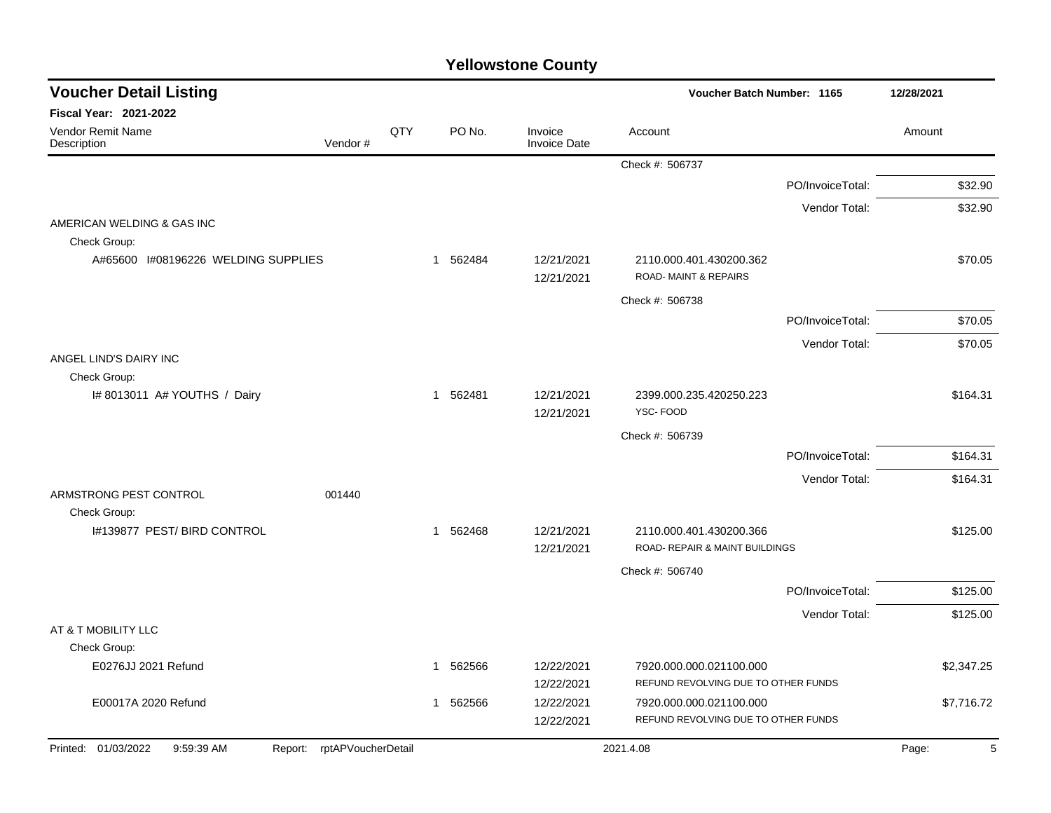## Yellowstone County

### Voucher Detail Listing

**Voucher Batch Number: 1165** — 12/28/2021

**Fiscal Year: 2021-2022**

| Vendor Remit Name / Description | Vendor # | QTY | PO No. | Invoice / Invoice Date | Account | Amount |
|---|---|---|---|---|---|---|
| | | | | | Check #: 506737 | |
| | | | | | PO/InvoiceTotal: | $32.90 |
| | | | | | Vendor Total: | $32.90 |
| AMERICAN WELDING & GAS INC | | | | | | |
| Check Group: | | | | | | |
| A#65600 I#08196226 WELDING SUPPLIES | | 1 | 562484 | 12/21/2021 / 12/21/2021 | 2110.000.401.430200.362 ROAD- MAINT & REPAIRS | $70.05 |
| | | | | | Check #: 506738 | |
| | | | | | PO/InvoiceTotal: | $70.05 |
| | | | | | Vendor Total: | $70.05 |
| ANGEL LIND'S DAIRY INC | | | | | | |
| Check Group: | | | | | | |
| I# 8013011 A# YOUTHS / Dairy | | 1 | 562481 | 12/21/2021 / 12/21/2021 | 2399.000.235.420250.223 YSC- FOOD | $164.31 |
| | | | | | Check #: 506739 | |
| | | | | | PO/InvoiceTotal: | $164.31 |
| | | | | | Vendor Total: | $164.31 |
| ARMSTRONG PEST CONTROL | 001440 | | | | | |
| Check Group: | | | | | | |
| I#139877 PEST/ BIRD CONTROL | | 1 | 562468 | 12/21/2021 / 12/21/2021 | 2110.000.401.430200.366 ROAD- REPAIR & MAINT BUILDINGS | $125.00 |
| | | | | | Check #: 506740 | |
| | | | | | PO/InvoiceTotal: | $125.00 |
| | | | | | Vendor Total: | $125.00 |
| AT & T MOBILITY LLC | | | | | | |
| Check Group: | | | | | | |
| E0276JJ 2021 Refund | | 1 | 562566 | 12/22/2021 / 12/22/2021 | 7920.000.000.021100.000 REFUND REVOLVING DUE TO OTHER FUNDS | $2,347.25 |
| E00017A 2020 Refund | | 1 | 562566 | 12/22/2021 / 12/22/2021 | 7920.000.000.021100.000 REFUND REVOLVING DUE TO OTHER FUNDS | $7,716.72 |

Printed: 01/03/2022 9:59:39 AM Report: rptAPVoucherDetail 2021.4.08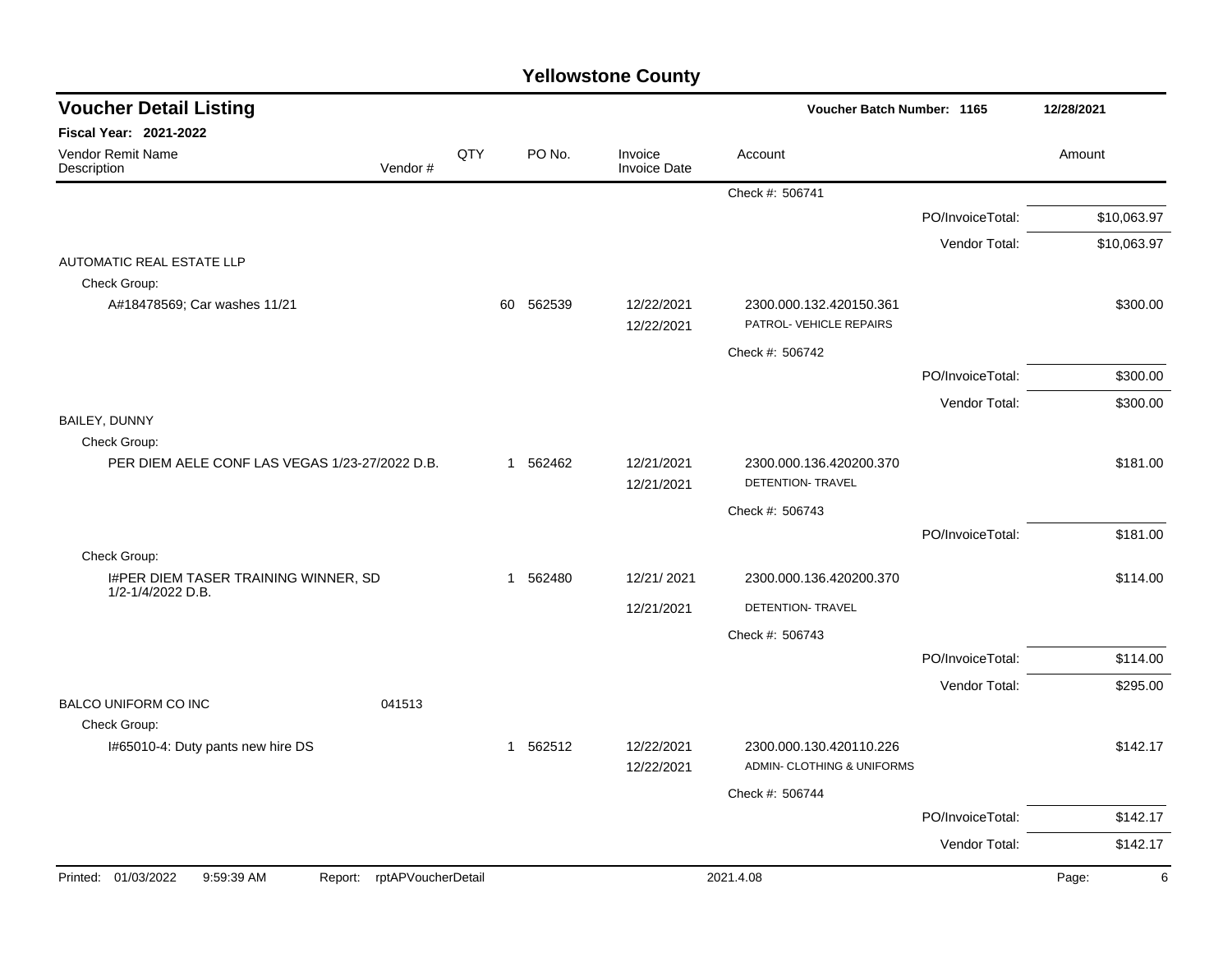# Yellowstone County

## Voucher Detail Listing

Voucher Batch Number: 1165 — 12/28/2021

**Fiscal Year: 2021-2022**

| Vendor Remit Name / Description | Vendor # | QTY | PO No. | Invoice / Invoice Date | Account | | Amount |
|---|---|---|---|---|---|---|---|
| | | | | | Check #: 506741 | | |
| | | | | | | PO/InvoiceTotal: | $10,063.97 |
| | | | | | | Vendor Total: | $10,063.97 |
| AUTOMATIC REAL ESTATE LLP | | | | | | | |
| Check Group: | | | | | | | |
| A#18478569; Car washes 11/21 | | 60 | 562539 | 12/22/2021 | 2300.000.132.420150.361 | | $300.00 |
| | | | | 12/22/2021 | PATROL- VEHICLE REPAIRS | | |
| | | | | | Check #: 506742 | | |
| | | | | | | PO/InvoiceTotal: | $300.00 |
| | | | | | | Vendor Total: | $300.00 |
| BAILEY, DUNNY | | | | | | | |
| Check Group: | | | | | | | |
| PER DIEM AELE CONF LAS VEGAS 1/23-27/2022 D.B. | | 1 | 562462 | 12/21/2021 | 2300.000.136.420200.370 | | $181.00 |
| | | | | 12/21/2021 | DETENTION- TRAVEL | | |
| | | | | | Check #: 506743 | | |
| | | | | | | PO/InvoiceTotal: | $181.00 |
| Check Group: | | | | | | | |
| I#PER DIEM TASER TRAINING WINNER, SD 1/2-1/4/2022 D.B. | | 1 | 562480 | 12/21/ 2021 | 2300.000.136.420200.370 | | $114.00 |
| | | | | 12/21/2021 | DETENTION- TRAVEL | | |
| | | | | | Check #: 506743 | | |
| | | | | | | PO/InvoiceTotal: | $114.00 |
| | | | | | | Vendor Total: | $295.00 |
| BALCO UNIFORM CO INC | 041513 | | | | | | |
| Check Group: | | | | | | | |
| I#65010-4: Duty pants new hire DS | | 1 | 562512 | 12/22/2021 | 2300.000.130.420110.226 | | $142.17 |
| | | | | 12/22/2021 | ADMIN- CLOTHING & UNIFORMS | | |
| | | | | | Check #: 506744 | | |
| | | | | | | PO/InvoiceTotal: | $142.17 |
| | | | | | | Vendor Total: | $142.17 |

Printed: 01/03/2022 9:59:39 AM Report: rptAPVoucherDetail 2021.4.08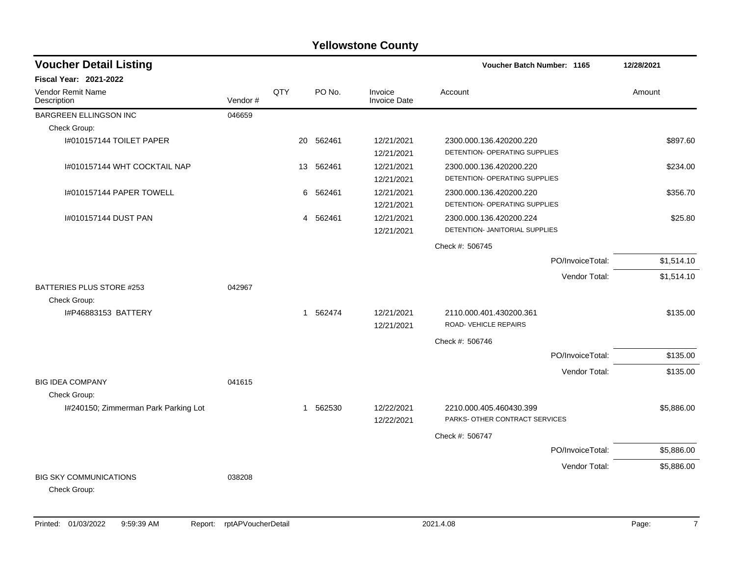# Yellowstone County

## Voucher Detail Listing

**Voucher Batch Number: 1165** 12/28/2021

**Fiscal Year: 2021-2022**

| Vendor Remit Name / Description | Vendor # | QTY | PO No. | Invoice / Invoice Date | Account | Amount |
|---|---|---|---|---|---|---|
| BARGREEN ELLINGSON INC | 046659 | | | | | |
| Check Group: | | | | | | |
| I#010157144 TOILET PAPER | | 20 | 562461 | 12/21/2021<br>12/21/2021 | 2300.000.136.420200.220<br>DETENTION- OPERATING SUPPLIES | $897.60 |
| I#010157144 WHT COCKTAIL NAP | | 13 | 562461 | 12/21/2021<br>12/21/2021 | 2300.000.136.420200.220<br>DETENTION- OPERATING SUPPLIES | $234.00 |
| I#010157144 PAPER TOWELL | | 6 | 562461 | 12/21/2021<br>12/21/2021 | 2300.000.136.420200.220<br>DETENTION- OPERATING SUPPLIES | $356.70 |
| I#010157144 DUST PAN | | 4 | 562461 | 12/21/2021<br>12/21/2021 | 2300.000.136.420200.224<br>DETENTION- JANITORIAL SUPPLIES | $25.80 |
| | | | | | Check #: 506745 | |
| | | | | | PO/InvoiceTotal: | $1,514.10 |
| | | | | | Vendor Total: | $1,514.10 |
| BATTERIES PLUS STORE #253 | 042967 | | | | | |
| Check Group: | | | | | | |
| I#P46883153 BATTERY | | 1 | 562474 | 12/21/2021<br>12/21/2021 | 2110.000.401.430200.361<br>ROAD- VEHICLE REPAIRS | $135.00 |
| | | | | | Check #: 506746 | |
| | | | | | PO/InvoiceTotal: | $135.00 |
| | | | | | Vendor Total: | $135.00 |
| BIG IDEA COMPANY | 041615 | | | | | |
| Check Group: | | | | | | |
| I#240150; Zimmerman Park Parking Lot | | 1 | 562530 | 12/22/2021<br>12/22/2021 | 2210.000.405.460430.399<br>PARKS- OTHER CONTRACT SERVICES | $5,886.00 |
| | | | | | Check #: 506747 | |
| | | | | | PO/InvoiceTotal: | $5,886.00 |
| | | | | | Vendor Total: | $5,886.00 |
| BIG SKY COMMUNICATIONS | 038208 | | | | | |
| Check Group: | | | | | | |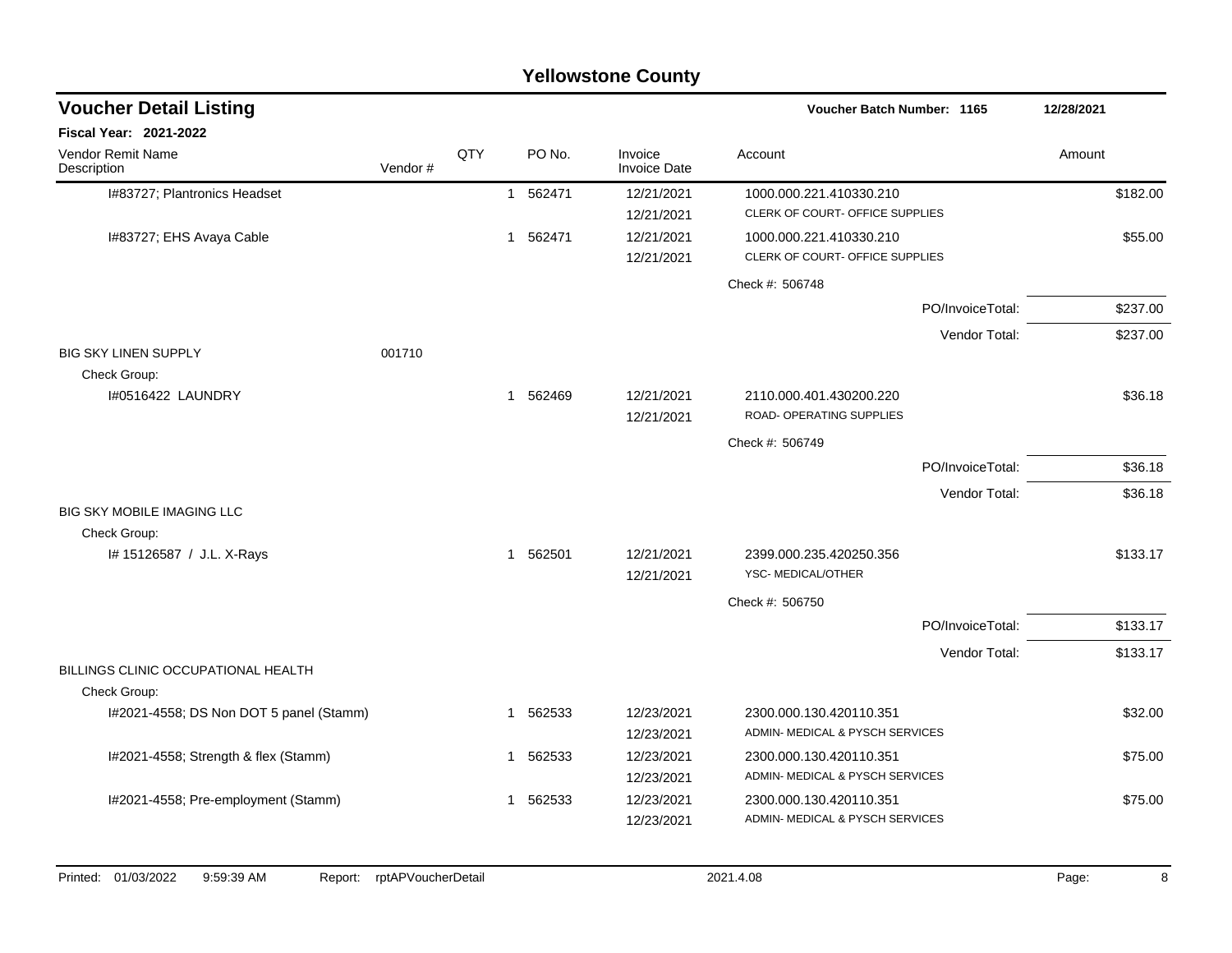# Yellowstone County

## Voucher Detail Listing

**Voucher Batch Number: 1165** | 12/28/2021

**Fiscal Year: 2021-2022**

| Vendor Remit Name / Description | Vendor # | QTY | PO No. | Invoice / Invoice Date | Account | Amount |
|---|---|---|---|---|---|---|
| I#83727; Plantronics Headset | | 1 | 562471 | 12/21/2021 / 12/21/2021 | 1000.000.221.410330.210 CLERK OF COURT- OFFICE SUPPLIES | $182.00 |
| I#83727; EHS Avaya Cable | | 1 | 562471 | 12/21/2021 / 12/21/2021 | 1000.000.221.410330.210 CLERK OF COURT- OFFICE SUPPLIES | $55.00 |
| | | | | | Check #: 506748 | |
| | | | | | PO/InvoiceTotal: | $237.00 |
| | | | | | Vendor Total: | $237.00 |
| BIG SKY LINEN SUPPLY | 001710 | | | | | |
| Check Group: | | | | | | |
| I#0516422 LAUNDRY | | 1 | 562469 | 12/21/2021 / 12/21/2021 | 2110.000.401.430200.220 ROAD- OPERATING SUPPLIES | $36.18 |
| | | | | | Check #: 506749 | |
| | | | | | PO/InvoiceTotal: | $36.18 |
| | | | | | Vendor Total: | $36.18 |
| BIG SKY MOBILE IMAGING LLC | | | | | | |
| Check Group: | | | | | | |
| I# 15126587 / J.L. X-Rays | | 1 | 562501 | 12/21/2021 / 12/21/2021 | 2399.000.235.420250.356 YSC- MEDICAL/OTHER | $133.17 |
| | | | | | Check #: 506750 | |
| | | | | | PO/InvoiceTotal: | $133.17 |
| | | | | | Vendor Total: | $133.17 |
| BILLINGS CLINIC OCCUPATIONAL HEALTH | | | | | | |
| Check Group: | | | | | | |
| I#2021-4558; DS Non DOT 5 panel (Stamm) | | 1 | 562533 | 12/23/2021 / 12/23/2021 | 2300.000.130.420110.351 ADMIN- MEDICAL & PYSCH SERVICES | $32.00 |
| I#2021-4558; Strength & flex (Stamm) | | 1 | 562533 | 12/23/2021 / 12/23/2021 | 2300.000.130.420110.351 ADMIN- MEDICAL & PYSCH SERVICES | $75.00 |
| I#2021-4558; Pre-employment (Stamm) | | 1 | 562533 | 12/23/2021 / 12/23/2021 | 2300.000.130.420110.351 ADMIN- MEDICAL & PYSCH SERVICES | $75.00 |

Printed: 01/03/2022 9:59:39 AM Report: rptAPVoucherDetail 2021.4.08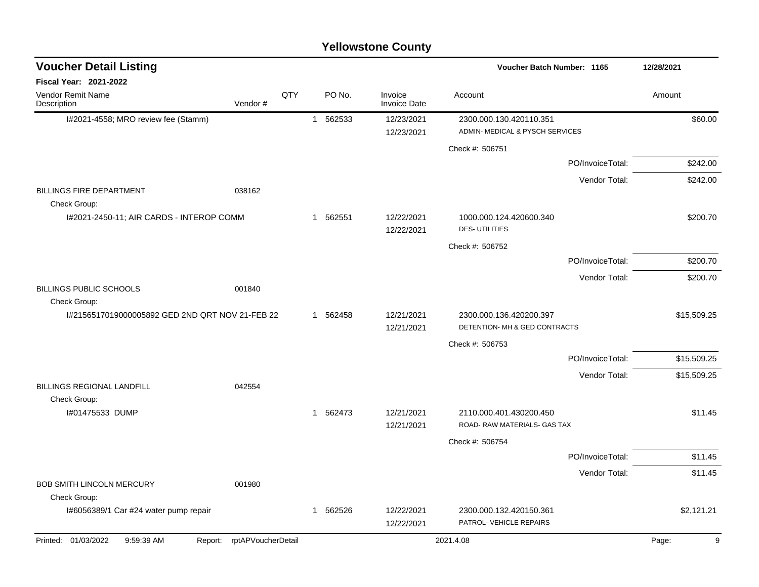# Yellowstone County

## Voucher Detail Listing

**Voucher Batch Number: 1165** — 12/28/2021

**Fiscal Year: 2021-2022**

| Vendor Remit Name / Description | Vendor # | QTY | PO No. | Invoice / Invoice Date | Account | Amount |
|---|---|---|---|---|---|---|
| I#2021-4558; MRO review fee (Stamm) | | 1 | 562533 | 12/23/2021<br>12/23/2021 | 2300.000.130.420110.351<br>ADMIN- MEDICAL & PYSCH SERVICES | $60.00 |
| | | | | | Check #: 506751 | |
| | | | | | PO/InvoiceTotal: | $242.00 |
| | | | | | Vendor Total: | $242.00 |
| BILLINGS FIRE DEPARTMENT | 038162 | | | | | |
| Check Group: | | | | | | |
| I#2021-2450-11; AIR CARDS - INTEROP COMM | | 1 | 562551 | 12/22/2021<br>12/22/2021 | 1000.000.124.420600.340<br>DES- UTILITIES | $200.70 |
| | | | | | Check #: 506752 | |
| | | | | | PO/InvoiceTotal: | $200.70 |
| | | | | | Vendor Total: | $200.70 |
| BILLINGS PUBLIC SCHOOLS | 001840 | | | | | |
| Check Group: | | | | | | |
| I#2156517019000005892 GED 2ND QRT NOV 21-FEB 22 | | 1 | 562458 | 12/21/2021<br>12/21/2021 | 2300.000.136.420200.397<br>DETENTION- MH & GED CONTRACTS | $15,509.25 |
| | | | | | Check #: 506753 | |
| | | | | | PO/InvoiceTotal: | $15,509.25 |
| | | | | | Vendor Total: | $15,509.25 |
| BILLINGS REGIONAL LANDFILL | 042554 | | | | | |
| Check Group: | | | | | | |
| I#01475533 DUMP | | 1 | 562473 | 12/21/2021<br>12/21/2021 | 2110.000.401.430200.450<br>ROAD- RAW MATERIALS- GAS TAX | $11.45 |
| | | | | | Check #: 506754 | |
| | | | | | PO/InvoiceTotal: | $11.45 |
| | | | | | Vendor Total: | $11.45 |
| BOB SMITH LINCOLN MERCURY | 001980 | | | | | |
| Check Group: | | | | | | |
| I#6056389/1 Car #24 water pump repair | | 1 | 562526 | 12/22/2021<br>12/22/2021 | 2300.000.132.420150.361<br>PATROL- VEHICLE REPAIRS | $2,121.21 |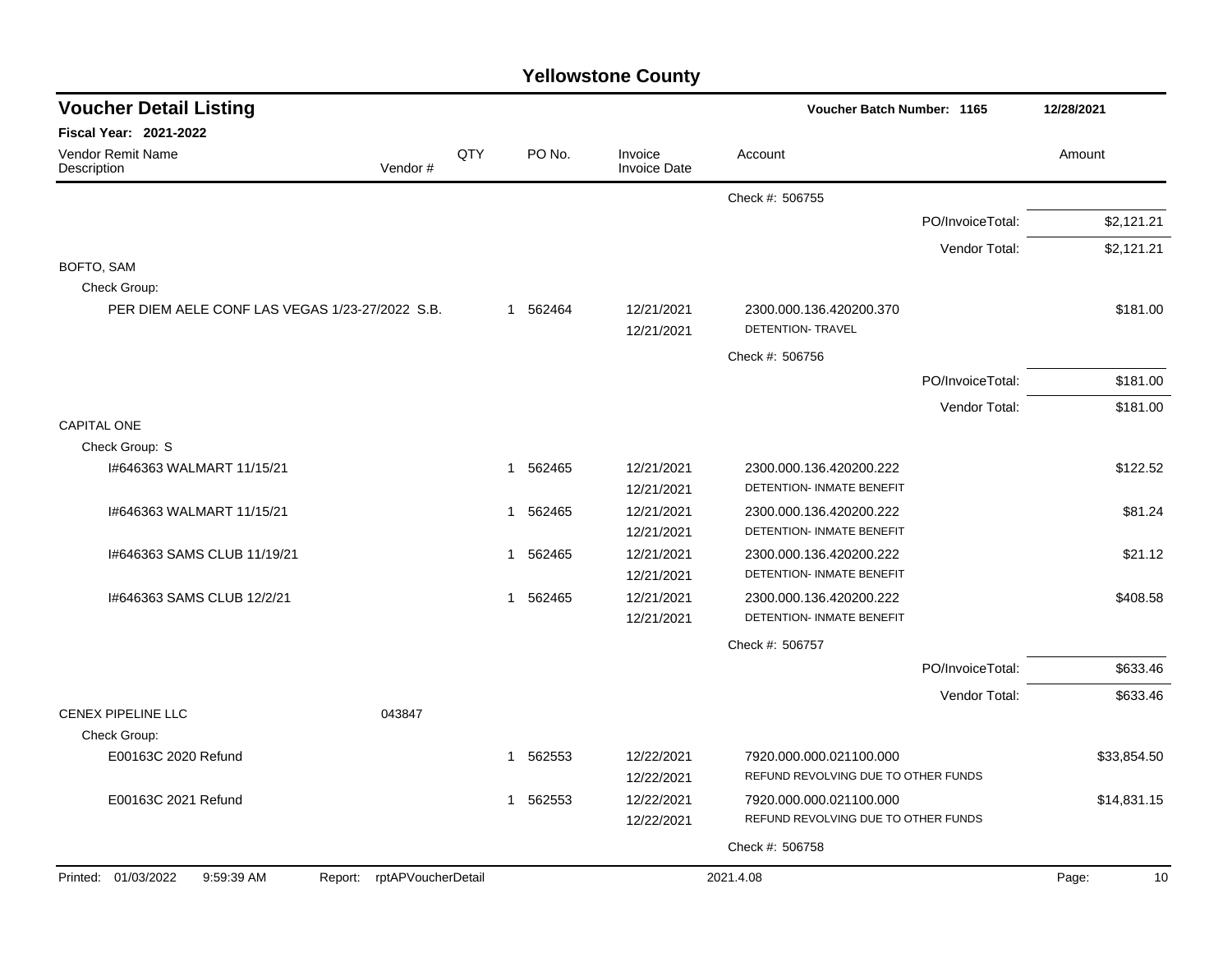# Yellowstone County

## Voucher Detail Listing

**Voucher Batch Number: 1165** — 12/28/2021

**Fiscal Year: 2021-2022**

| Vendor Remit Name / Description | Vendor # | QTY | PO No. | Invoice / Invoice Date | Account | Amount |
|---|---|---|---|---|---|---|
| | | | | | Check #: 506755 | |
| | | | | | PO/InvoiceTotal: | $2,121.21 |
| | | | | | Vendor Total: | $2,121.21 |
| BOFTO, SAM | | | | | | |
| Check Group: | | | | | | |
| PER DIEM AELE CONF LAS VEGAS 1/23-27/2022 S.B. | | 1 | 562464 | 12/21/2021 / 12/21/2021 | 2300.000.136.420200.370 DETENTION- TRAVEL | $181.00 |
| | | | | | Check #: 506756 | |
| | | | | | PO/InvoiceTotal: | $181.00 |
| | | | | | Vendor Total: | $181.00 |
| CAPITAL ONE | | | | | | |
| Check Group: S | | | | | | |
| I#646363 WALMART 11/15/21 | | 1 | 562465 | 12/21/2021 / 12/21/2021 | 2300.000.136.420200.222 DETENTION- INMATE BENEFIT | $122.52 |
| I#646363 WALMART 11/15/21 | | 1 | 562465 | 12/21/2021 / 12/21/2021 | 2300.000.136.420200.222 DETENTION- INMATE BENEFIT | $81.24 |
| I#646363 SAMS CLUB 11/19/21 | | 1 | 562465 | 12/21/2021 / 12/21/2021 | 2300.000.136.420200.222 DETENTION- INMATE BENEFIT | $21.12 |
| I#646363 SAMS CLUB 12/2/21 | | 1 | 562465 | 12/21/2021 / 12/21/2021 | 2300.000.136.420200.222 DETENTION- INMATE BENEFIT | $408.58 |
| | | | | | Check #: 506757 | |
| | | | | | PO/InvoiceTotal: | $633.46 |
| | | | | | Vendor Total: | $633.46 |
| CENEX PIPELINE LLC | 043847 | | | | | |
| Check Group: | | | | | | |
| E00163C 2020 Refund | | 1 | 562553 | 12/22/2021 / 12/22/2021 | 7920.000.000.021100.000 REFUND REVOLVING DUE TO OTHER FUNDS | $33,854.50 |
| E00163C 2021 Refund | | 1 | 562553 | 12/22/2021 / 12/22/2021 | 7920.000.000.021100.000 REFUND REVOLVING DUE TO OTHER FUNDS | $14,831.15 |
| | | | | | Check #: 506758 | |

Printed: 01/03/2022 9:59:39 AM Report: rptAPVoucherDetail 2021.4.08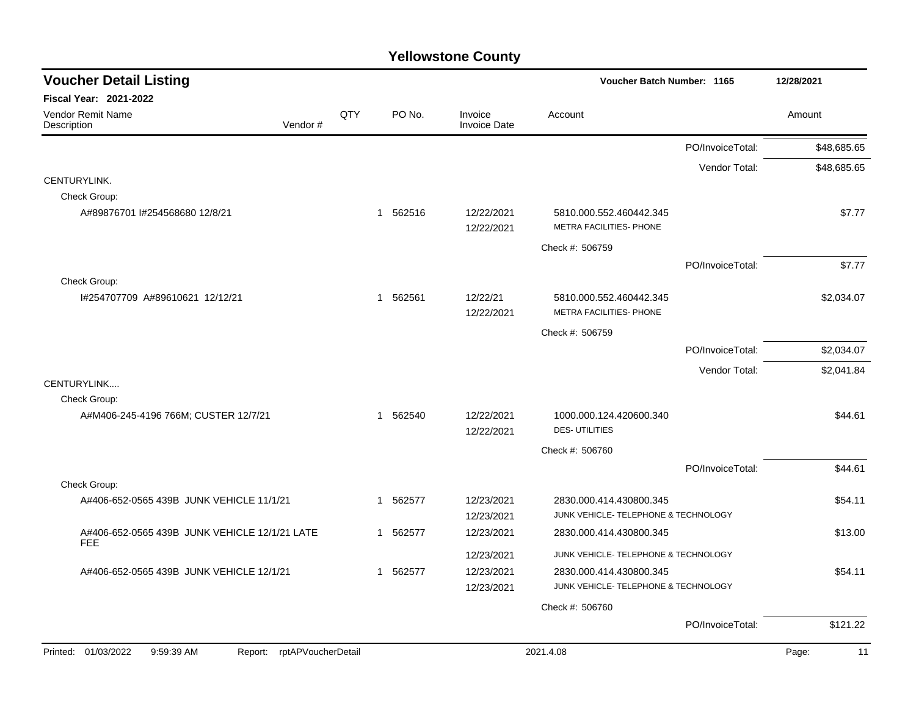# Yellowstone County

## Voucher Detail Listing

**Fiscal Year: 2021-2022**

Voucher Batch Number: 1165 — 12/28/2021

| Vendor Remit Name / Description | Vendor # | QTY | PO No. | Invoice / Invoice Date | Account | Amount |
|---|---|---|---|---|---|---|
| | | | | | PO/InvoiceTotal: | $48,685.65 |
| | | | | | Vendor Total: | $48,685.65 |
| CENTURYLINK. | | | | | | |
| Check Group: | | | | | | |
| A#89876701 I#254568680 12/8/21 | | 1 | 562516 | 12/22/2021 | 5810.000.552.460442.345 | $7.77 |
| | | | | 12/22/2021 | METRA FACILITIES- PHONE | |
| | | | | | Check #: 506759 | |
| | | | | | PO/InvoiceTotal: | $7.77 |
| Check Group: | | | | | | |
| I#254707709 A#89610621 12/12/21 | | 1 | 562561 | 12/22/21 | 5810.000.552.460442.345 | $2,034.07 |
| | | | | 12/22/2021 | METRA FACILITIES- PHONE | |
| | | | | | Check #: 506759 | |
| | | | | | PO/InvoiceTotal: | $2,034.07 |
| | | | | | Vendor Total: | $2,041.84 |
| CENTURYLINK.... | | | | | | |
| Check Group: | | | | | | |
| A#M406-245-4196 766M; CUSTER 12/7/21 | | 1 | 562540 | 12/22/2021 | 1000.000.124.420600.340 | $44.61 |
| | | | | 12/22/2021 | DES- UTILITIES | |
| | | | | | Check #: 506760 | |
| | | | | | PO/InvoiceTotal: | $44.61 |
| Check Group: | | | | | | |
| A#406-652-0565 439B JUNK VEHICLE 11/1/21 | | 1 | 562577 | 12/23/2021 | 2830.000.414.430800.345 | $54.11 |
| | | | | 12/23/2021 | JUNK VEHICLE- TELEPHONE & TECHNOLOGY | |
| A#406-652-0565 439B JUNK VEHICLE 12/1/21 LATE FEE | | 1 | 562577 | 12/23/2021 | 2830.000.414.430800.345 | $13.00 |
| | | | | 12/23/2021 | JUNK VEHICLE- TELEPHONE & TECHNOLOGY | |
| A#406-652-0565 439B JUNK VEHICLE 12/1/21 | | 1 | 562577 | 12/23/2021 | 2830.000.414.430800.345 | $54.11 |
| | | | | 12/23/2021 | JUNK VEHICLE- TELEPHONE & TECHNOLOGY | |
| | | | | | Check #: 506760 | |
| | | | | | PO/InvoiceTotal: | $121.22 |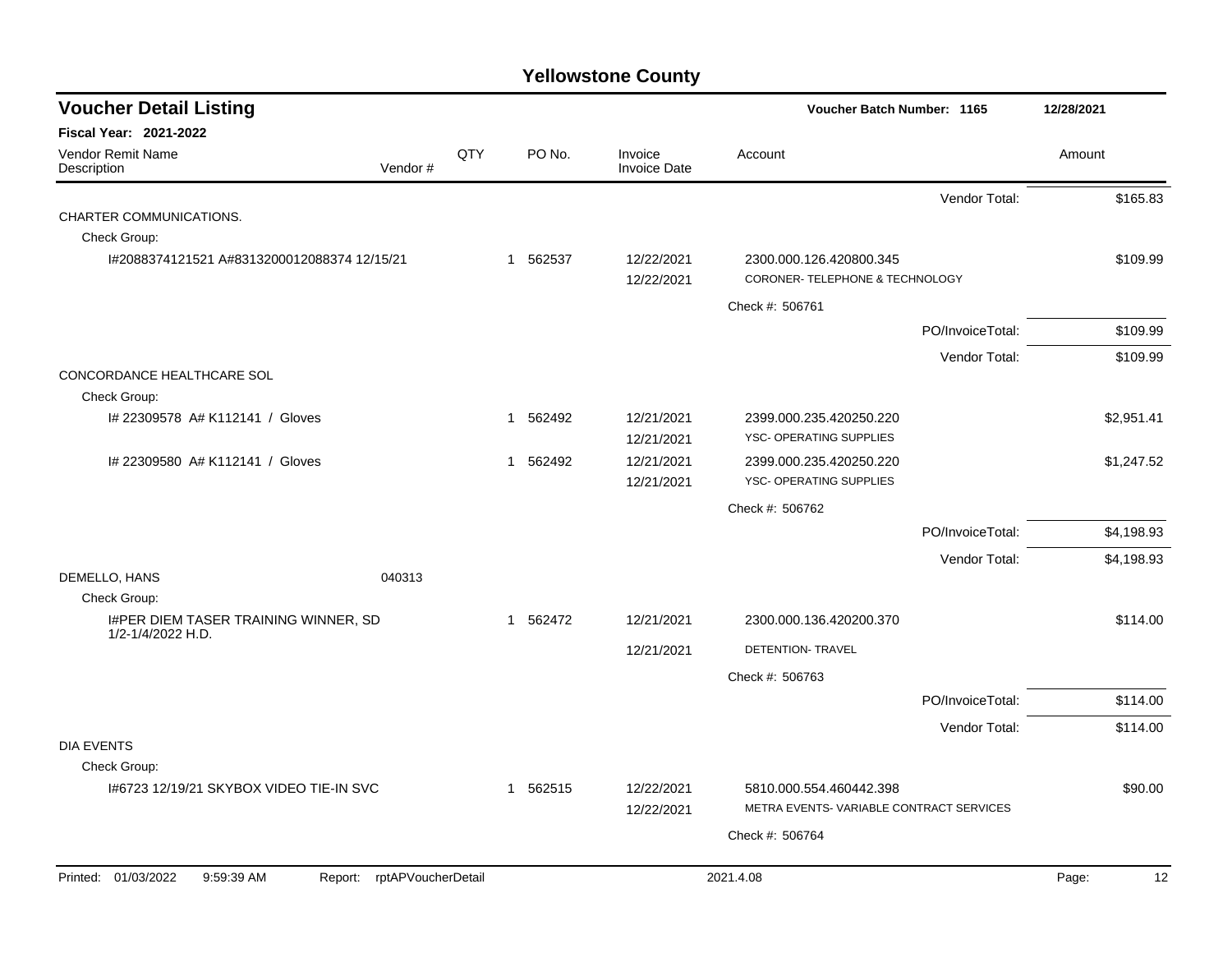# Yellowstone County

## Voucher Detail Listing

Voucher Batch Number: 1165 — 12/28/2021

**Fiscal Year: 2021-2022**

| Vendor Remit Name / Description | Vendor # | QTY | PO No. | Invoice / Invoice Date | Account | Amount |
|---|---|---|---|---|---|---|
| | | | | | Vendor Total: | $165.83 |
| CHARTER COMMUNICATIONS. | | | | | | |
| Check Group: | | | | | | |
| I#2088374121521 A#8313200012088374 12/15/21 | | 1 | 562537 | 12/22/2021 | 2300.000.126.420800.345 | $109.99 |
| | | | | 12/22/2021 | CORONER- TELEPHONE & TECHNOLOGY | |
| | | | | | Check #: 506761 | |
| | | | | | PO/InvoiceTotal: | $109.99 |
| | | | | | Vendor Total: | $109.99 |
| CONCORDANCE HEALTHCARE SOL | | | | | | |
| Check Group: | | | | | | |
| I# 22309578 A# K112141 / Gloves | | 1 | 562492 | 12/21/2021 | 2399.000.235.420250.220 | $2,951.41 |
| | | | | 12/21/2021 | YSC- OPERATING SUPPLIES | |
| I# 22309580 A# K112141 / Gloves | | 1 | 562492 | 12/21/2021 | 2399.000.235.420250.220 | $1,247.52 |
| | | | | 12/21/2021 | YSC- OPERATING SUPPLIES | |
| | | | | | Check #: 506762 | |
| | | | | | PO/InvoiceTotal: | $4,198.93 |
| | | | | | Vendor Total: | $4,198.93 |
| DEMELLO, HANS | 040313 | | | | | |
| Check Group: | | | | | | |
| I#PER DIEM TASER TRAINING WINNER, SD 1/2-1/4/2022 H.D. | | 1 | 562472 | 12/21/2021 | 2300.000.136.420200.370 | $114.00 |
| | | | | 12/21/2021 | DETENTION- TRAVEL | |
| | | | | | Check #: 506763 | |
| | | | | | PO/InvoiceTotal: | $114.00 |
| | | | | | Vendor Total: | $114.00 |
| DIA EVENTS | | | | | | |
| Check Group: | | | | | | |
| I#6723 12/19/21 SKYBOX VIDEO TIE-IN SVC | | 1 | 562515 | 12/22/2021 | 5810.000.554.460442.398 | $90.00 |
| | | | | 12/22/2021 | METRA EVENTS- VARIABLE CONTRACT SERVICES | |
| | | | | | Check #: 506764 | |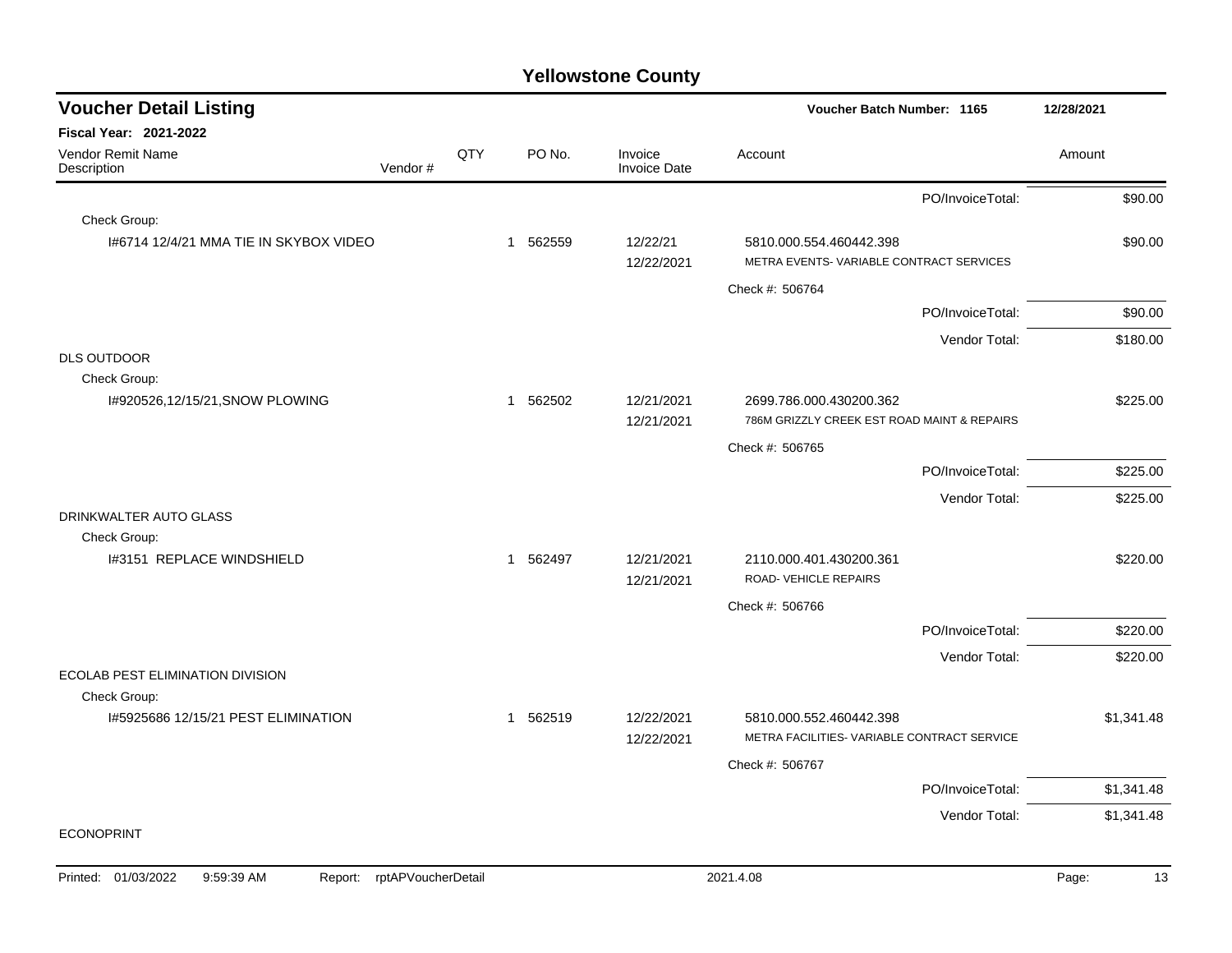# Yellowstone County

## Voucher Detail Listing

**Voucher Batch Number: 1165** 12/28/2021

**Fiscal Year: 2021-2022**

| Vendor Remit Name / Description | Vendor # | QTY | PO No. | Invoice / Invoice Date | Account | Amount |
|---|---|---|---|---|---|---|
| | | | | | PO/InvoiceTotal: | $90.00 |
| Check Group: | | | | | | |
| I#6714 12/4/21 MMA TIE IN SKYBOX VIDEO | | 1 | 562559 | 12/22/21 / 12/22/2021 | 5810.000.554.460442.398 METRA EVENTS- VARIABLE CONTRACT SERVICES | $90.00 |
| | | | | | Check #: 506764 | |
| | | | | | PO/InvoiceTotal: | $90.00 |
| | | | | | Vendor Total: | $180.00 |
| DLS OUTDOOR | | | | | | |
| Check Group: | | | | | | |
| I#920526,12/15/21,SNOW PLOWING | | 1 | 562502 | 12/21/2021 / 12/21/2021 | 2699.786.000.430200.362 786M GRIZZLY CREEK EST ROAD MAINT & REPAIRS | $225.00 |
| | | | | | Check #: 506765 | |
| | | | | | PO/InvoiceTotal: | $225.00 |
| | | | | | Vendor Total: | $225.00 |
| DRINKWALTER AUTO GLASS | | | | | | |
| Check Group: | | | | | | |
| I#3151 REPLACE WINDSHIELD | | 1 | 562497 | 12/21/2021 / 12/21/2021 | 2110.000.401.430200.361 ROAD- VEHICLE REPAIRS | $220.00 |
| | | | | | Check #: 506766 | |
| | | | | | PO/InvoiceTotal: | $220.00 |
| | | | | | Vendor Total: | $220.00 |
| ECOLAB PEST ELIMINATION DIVISION | | | | | | |
| Check Group: | | | | | | |
| I#5925686 12/15/21 PEST ELIMINATION | | 1 | 562519 | 12/22/2021 / 12/22/2021 | 5810.000.552.460442.398 METRA FACILITIES- VARIABLE CONTRACT SERVICE | $1,341.48 |
| | | | | | Check #: 506767 | |
| | | | | | PO/InvoiceTotal: | $1,341.48 |
| | | | | | Vendor Total: | $1,341.48 |
| ECONOPRINT | | | | | | |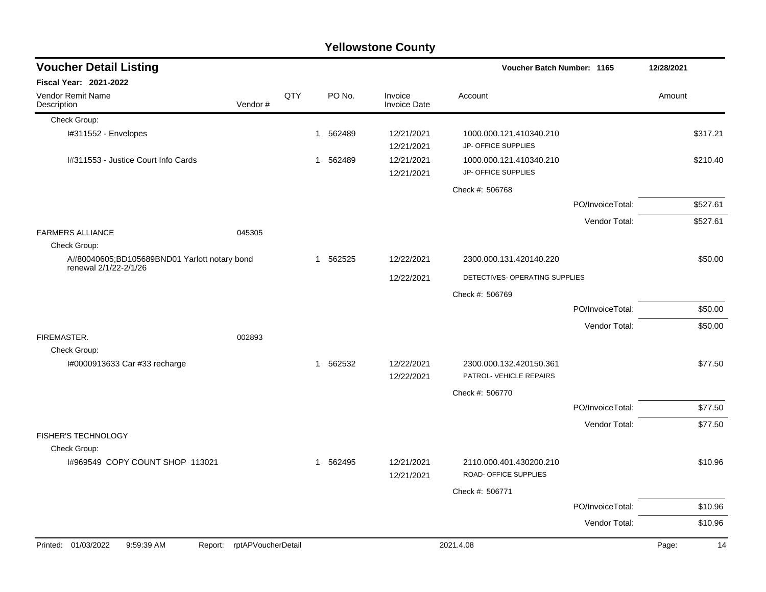# Yellowstone County

## Voucher Detail Listing

**Voucher Batch Number: 1165** 12/28/2021

**Fiscal Year: 2021-2022**

| Vendor Remit Name / Description | Vendor # | QTY | PO No. | Invoice / Invoice Date | Account | Amount |
|---|---|---|---|---|---|---|
| Check Group: | | | | | | |
| I#311552 - Envelopes | | 1 | 562489 | 12/21/2021 / 12/21/2021 | 1000.000.121.410340.210 JP- OFFICE SUPPLIES | $317.21 |
| I#311553 - Justice Court Info Cards | | 1 | 562489 | 12/21/2021 / 12/21/2021 | 1000.000.121.410340.210 JP- OFFICE SUPPLIES | $210.40 |
| | | | | | Check #: 506768 | |
| | | | | | PO/InvoiceTotal: | $527.61 |
| | | | | | Vendor Total: | $527.61 |
| FARMERS ALLIANCE | 045305 | | | | | |
| Check Group: | | | | | | |
| A#80040605;BD105689BND01 Yarlott notary bond renewal 2/1/22-2/1/26 | | 1 | 562525 | 12/22/2021 / 12/22/2021 | 2300.000.131.420140.220 DETECTIVES- OPERATING SUPPLIES | $50.00 |
| | | | | | Check #: 506769 | |
| | | | | | PO/InvoiceTotal: | $50.00 |
| | | | | | Vendor Total: | $50.00 |
| FIREMASTER. | 002893 | | | | | |
| Check Group: | | | | | | |
| I#0000913633 Car #33 recharge | | 1 | 562532 | 12/22/2021 / 12/22/2021 | 2300.000.132.420150.361 PATROL- VEHICLE REPAIRS | $77.50 |
| | | | | | Check #: 506770 | |
| | | | | | PO/InvoiceTotal: | $77.50 |
| | | | | | Vendor Total: | $77.50 |
| FISHER'S TECHNOLOGY | | | | | | |
| Check Group: | | | | | | |
| I#969549 COPY COUNT SHOP 113021 | | 1 | 562495 | 12/21/2021 / 12/21/2021 | 2110.000.401.430200.210 ROAD- OFFICE SUPPLIES | $10.96 |
| | | | | | Check #: 506771 | |
| | | | | | PO/InvoiceTotal: | $10.96 |
| | | | | | Vendor Total: | $10.96 |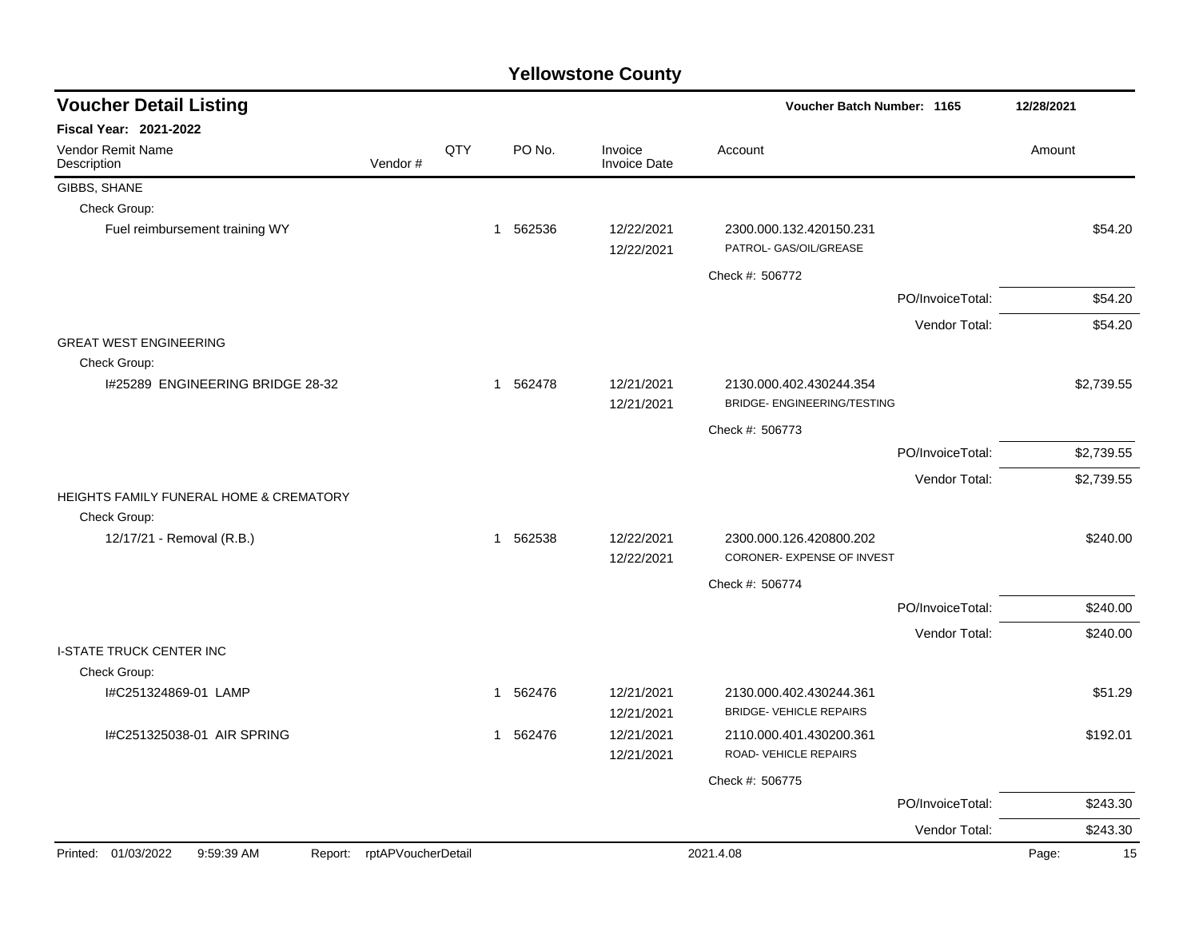# Yellowstone County

## Voucher Detail Listing

Voucher Batch Number: 1165 — 12/28/2021

**Fiscal Year: 2021-2022**

| Vendor Remit Name / Description | Vendor # | QTY | PO No. | Invoice / Invoice Date | Account | Amount |
|---|---|---|---|---|---|---|
| **GIBBS, SHANE** | | | | | | |
| Check Group: | | | | | | |
| Fuel reimbursement training WY | | 1 | 562536 | 12/22/2021<br>12/22/2021 | 2300.000.132.420150.231<br>PATROL- GAS/OIL/GREASE | $54.20 |
| | | | | | Check #: 506772 | |
| | | | | | PO/InvoiceTotal: | $54.20 |
| | | | | | Vendor Total: | $54.20 |
| **GREAT WEST ENGINEERING** | | | | | | |
| Check Group: | | | | | | |
| I#25289 ENGINEERING BRIDGE 28-32 | | 1 | 562478 | 12/21/2021<br>12/21/2021 | 2130.000.402.430244.354<br>BRIDGE- ENGINEERING/TESTING | $2,739.55 |
| | | | | | Check #: 506773 | |
| | | | | | PO/InvoiceTotal: | $2,739.55 |
| | | | | | Vendor Total: | $2,739.55 |
| **HEIGHTS FAMILY FUNERAL HOME & CREMATORY** | | | | | | |
| Check Group: | | | | | | |
| 12/17/21 - Removal (R.B.) | | 1 | 562538 | 12/22/2021<br>12/22/2021 | 2300.000.126.420800.202<br>CORONER- EXPENSE OF INVEST | $240.00 |
| | | | | | Check #: 506774 | |
| | | | | | PO/InvoiceTotal: | $240.00 |
| | | | | | Vendor Total: | $240.00 |
| **I-STATE TRUCK CENTER INC** | | | | | | |
| Check Group: | | | | | | |
| I#C251324869-01 LAMP | | 1 | 562476 | 12/21/2021<br>12/21/2021 | 2130.000.402.430244.361<br>BRIDGE- VEHICLE REPAIRS | $51.29 |
| I#C251325038-01 AIR SPRING | | 1 | 562476 | 12/21/2021<br>12/21/2021 | 2110.000.401.430200.361<br>ROAD- VEHICLE REPAIRS | $192.01 |
| | | | | | Check #: 506775 | |
| | | | | | PO/InvoiceTotal: | $243.30 |
| | | | | | Vendor Total: | $243.30 |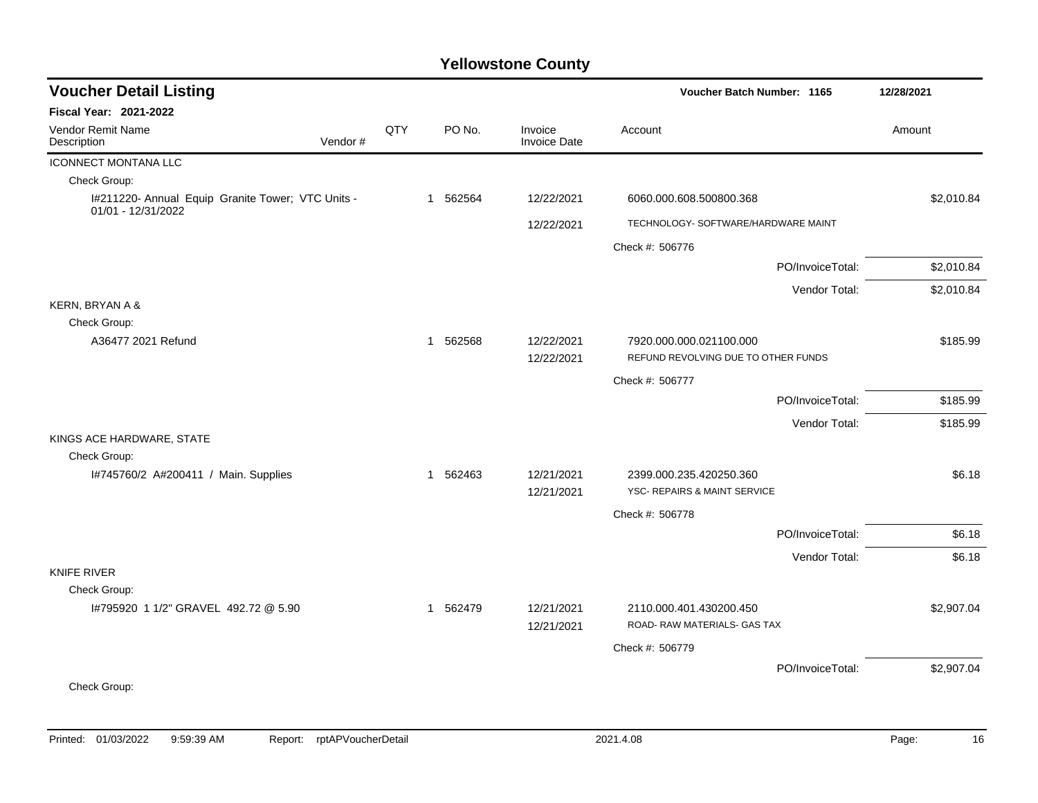# Yellowstone County

## Voucher Detail Listing

**Fiscal Year: 2021-2022**

Voucher Batch Number: 1165 — 12/28/2021

| Vendor Remit Name / Description | Vendor # | QTY | PO No. | Invoice / Invoice Date | Account | Amount |
|---|---|---|---|---|---|---|
| ICONNECT MONTANA LLC | | | | | | |
| Check Group: | | | | | | |
| I#211220- Annual Equip Granite Tower; VTC Units - 01/01 - 12/31/2022 | | 1 | 562564 | 12/22/2021 | 6060.000.608.500800.368 | $2,010.84 |
| | | | | 12/22/2021 | TECHNOLOGY- SOFTWARE/HARDWARE MAINT | |
| | | | | | Check #: 506776 | |
| | | | | | PO/InvoiceTotal: | $2,010.84 |
| | | | | | Vendor Total: | $2,010.84 |
| KERN, BRYAN A & | | | | | | |
| Check Group: | | | | | | |
| A36477 2021 Refund | | 1 | 562568 | 12/22/2021 | 7920.000.000.021100.000 | $185.99 |
| | | | | 12/22/2021 | REFUND REVOLVING DUE TO OTHER FUNDS | |
| | | | | | Check #: 506777 | |
| | | | | | PO/InvoiceTotal: | $185.99 |
| | | | | | Vendor Total: | $185.99 |
| KINGS ACE HARDWARE, STATE | | | | | | |
| Check Group: | | | | | | |
| I#745760/2 A#200411 / Main. Supplies | | 1 | 562463 | 12/21/2021 | 2399.000.235.420250.360 | $6.18 |
| | | | | 12/21/2021 | YSC- REPAIRS & MAINT SERVICE | |
| | | | | | Check #: 506778 | |
| | | | | | PO/InvoiceTotal: | $6.18 |
| | | | | | Vendor Total: | $6.18 |
| KNIFE RIVER | | | | | | |
| Check Group: | | | | | | |
| I#795920 1 1/2" GRAVEL 492.72 @ 5.90 | | 1 | 562479 | 12/21/2021 | 2110.000.401.430200.450 | $2,907.04 |
| | | | | 12/21/2021 | ROAD- RAW MATERIALS- GAS TAX | |
| | | | | | Check #: 506779 | |
| | | | | | PO/InvoiceTotal: | $2,907.04 |
| Check Group: | | | | | | |

Printed: 01/03/2022 9:59:39 AM Report: rptAPVoucherDetail 2021.4.08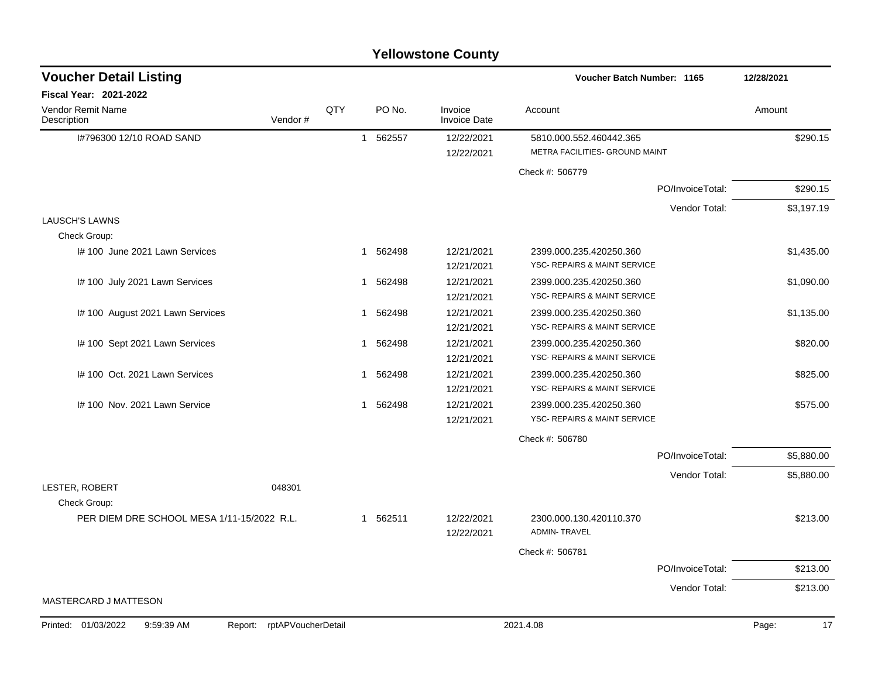# Yellowstone County

## Voucher Detail Listing

**Voucher Batch Number: 1165** 12/28/2021

**Fiscal Year: 2021-2022**

| Vendor Remit Name / Description | Vendor # | QTY | PO No. | Invoice / Invoice Date | Account | Amount |
|---|---|---|---|---|---|---|
| I#796300 12/10 ROAD SAND | | 1 | 562557 | 12/22/2021 / 12/22/2021 | 5810.000.552.460442.365 / METRA FACILITIES- GROUND MAINT | $290.15 |
| | | | | | Check #: 506779 | |
| | | | | | PO/InvoiceTotal: | $290.15 |
| | | | | | Vendor Total: | $3,197.19 |
| LAUSCH'S LAWNS | | | | | | |
| Check Group: | | | | | | |
| I# 100 June 2021 Lawn Services | | 1 | 562498 | 12/21/2021 / 12/21/2021 | 2399.000.235.420250.360 / YSC- REPAIRS & MAINT SERVICE | $1,435.00 |
| I# 100 July 2021 Lawn Services | | 1 | 562498 | 12/21/2021 / 12/21/2021 | 2399.000.235.420250.360 / YSC- REPAIRS & MAINT SERVICE | $1,090.00 |
| I# 100 August 2021 Lawn Services | | 1 | 562498 | 12/21/2021 / 12/21/2021 | 2399.000.235.420250.360 / YSC- REPAIRS & MAINT SERVICE | $1,135.00 |
| I# 100 Sept 2021 Lawn Services | | 1 | 562498 | 12/21/2021 / 12/21/2021 | 2399.000.235.420250.360 / YSC- REPAIRS & MAINT SERVICE | $820.00 |
| I# 100 Oct. 2021 Lawn Services | | 1 | 562498 | 12/21/2021 / 12/21/2021 | 2399.000.235.420250.360 / YSC- REPAIRS & MAINT SERVICE | $825.00 |
| I# 100 Nov. 2021 Lawn Service | | 1 | 562498 | 12/21/2021 / 12/21/2021 | 2399.000.235.420250.360 / YSC- REPAIRS & MAINT SERVICE | $575.00 |
| | | | | | Check #: 506780 | |
| | | | | | PO/InvoiceTotal: | $5,880.00 |
| | | | | | Vendor Total: | $5,880.00 |
| LESTER, ROBERT | 048301 | | | | | |
| Check Group: | | | | | | |
| PER DIEM DRE SCHOOL MESA 1/11-15/2022 R.L. | | 1 | 562511 | 12/22/2021 / 12/22/2021 | 2300.000.130.420110.370 / ADMIN- TRAVEL | $213.00 |
| | | | | | Check #: 506781 | |
| | | | | | PO/InvoiceTotal: | $213.00 |
| | | | | | Vendor Total: | $213.00 |
| MASTERCARD J MATTESON | | | | | | |

Printed: 01/03/2022 9:59:39 AM Report: rptAPVoucherDetail 2021.4.08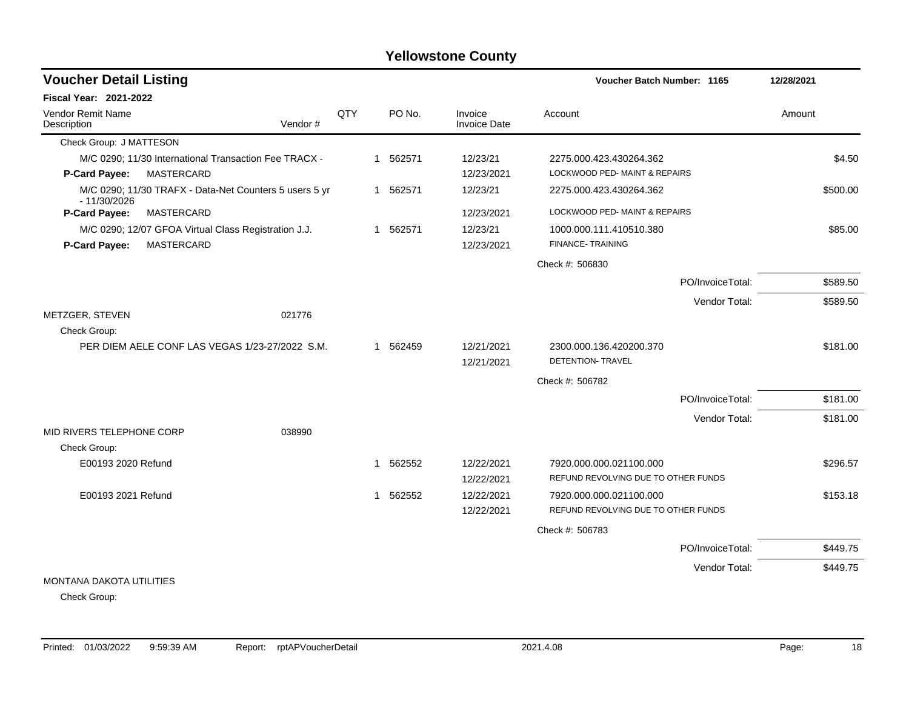# Yellowstone County

## Voucher Detail Listing

**Voucher Batch Number: 1165** 12/28/2021

**Fiscal Year: 2021-2022**

| Vendor Remit Name / Description | Vendor # | QTY | PO No. | Invoice / Invoice Date | Account | Amount |
|---|---|---|---|---|---|---|
| Check Group: J MATTESON | | | | | | |
| M/C 0290; 11/30 International Transaction Fee TRACX - | | 1 | 562571 | 12/23/21 | 2275.000.423.430264.362 | $4.50 |
| **P-Card Payee:** MASTERCARD | | | | 12/23/2021 | LOCKWOOD PED- MAINT & REPAIRS | |
| M/C 0290; 11/30 TRAFX - Data-Net Counters 5 users 5 yr - 11/30/2026 | | 1 | 562571 | 12/23/21 | 2275.000.423.430264.362 | $500.00 |
| **P-Card Payee:** MASTERCARD | | | | 12/23/2021 | LOCKWOOD PED- MAINT & REPAIRS | |
| M/C 0290; 12/07 GFOA Virtual Class Registration J.J. | | 1 | 562571 | 12/23/21 | 1000.000.111.410510.380 | $85.00 |
| **P-Card Payee:** MASTERCARD | | | | 12/23/2021 | FINANCE- TRAINING | |
| | | | | | Check #: 506830 | |
| | | | | | PO/InvoiceTotal: | $589.50 |
| | | | | | Vendor Total: | $589.50 |
| METZGER, STEVEN | 021776 | | | | | |
| Check Group: | | | | | | |
| PER DIEM AELE CONF LAS VEGAS 1/23-27/2022 S.M. | | 1 | 562459 | 12/21/2021 | 2300.000.136.420200.370 | $181.00 |
| | | | | 12/21/2021 | DETENTION- TRAVEL | |
| | | | | | Check #: 506782 | |
| | | | | | PO/InvoiceTotal: | $181.00 |
| | | | | | Vendor Total: | $181.00 |
| MID RIVERS TELEPHONE CORP | 038990 | | | | | |
| Check Group: | | | | | | |
| E00193 2020 Refund | | 1 | 562552 | 12/22/2021 | 7920.000.000.021100.000 | $296.57 |
| | | | | 12/22/2021 | REFUND REVOLVING DUE TO OTHER FUNDS | |
| E00193 2021 Refund | | 1 | 562552 | 12/22/2021 | 7920.000.000.021100.000 | $153.18 |
| | | | | 12/22/2021 | REFUND REVOLVING DUE TO OTHER FUNDS | |
| | | | | | Check #: 506783 | |
| | | | | | PO/InvoiceTotal: | $449.75 |
| | | | | | Vendor Total: | $449.75 |
| MONTANA DAKOTA UTILITIES | | | | | | |
| Check Group: | | | | | | |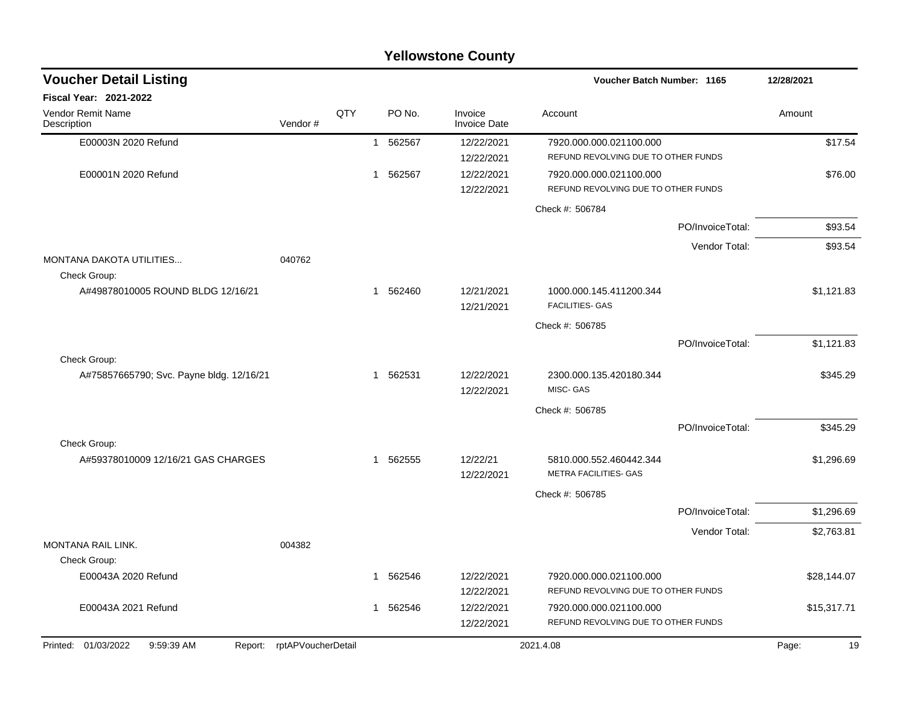# Yellowstone County

## Voucher Detail Listing

**Voucher Batch Number: 1165** — 12/28/2021

**Fiscal Year: 2021-2022**

| Vendor Remit Name / Description | Vendor # | QTY | PO No. | Invoice / Invoice Date | Account | Amount |
|---|---|---|---|---|---|---|
| E00003N 2020 Refund | | 1 | 562567 | 12/22/2021 / 12/22/2021 | 7920.000.000.021100.000 REFUND REVOLVING DUE TO OTHER FUNDS | $17.54 |
| E00001N 2020 Refund | | 1 | 562567 | 12/22/2021 / 12/22/2021 | 7920.000.000.021100.000 REFUND REVOLVING DUE TO OTHER FUNDS | $76.00 |
| | | | | | Check #: 506784 | |
| | | | | | PO/InvoiceTotal: | $93.54 |
| | | | | | Vendor Total: | $93.54 |
| MONTANA DAKOTA UTILITIES... | 040762 | | | | | |
| Check Group: | | | | | | |
| A#49878010005 ROUND BLDG 12/16/21 | | 1 | 562460 | 12/21/2021 / 12/21/2021 | 1000.000.145.411200.344 FACILITIES- GAS | $1,121.83 |
| | | | | | Check #: 506785 | |
| | | | | | PO/InvoiceTotal: | $1,121.83 |
| Check Group: | | | | | | |
| A#75857665790; Svc. Payne bldg. 12/16/21 | | 1 | 562531 | 12/22/2021 / 12/22/2021 | 2300.000.135.420180.344 MISC- GAS | $345.29 |
| | | | | | Check #: 506785 | |
| | | | | | PO/InvoiceTotal: | $345.29 |
| Check Group: | | | | | | |
| A#59378010009 12/16/21 GAS CHARGES | | 1 | 562555 | 12/22/21 / 12/22/2021 | 5810.000.552.460442.344 METRA FACILITIES- GAS | $1,296.69 |
| | | | | | Check #: 506785 | |
| | | | | | PO/InvoiceTotal: | $1,296.69 |
| | | | | | Vendor Total: | $2,763.81 |
| MONTANA RAIL LINK. | 004382 | | | | | |
| Check Group: | | | | | | |
| E00043A 2020 Refund | | 1 | 562546 | 12/22/2021 / 12/22/2021 | 7920.000.000.021100.000 REFUND REVOLVING DUE TO OTHER FUNDS | $28,144.07 |
| E00043A 2021 Refund | | 1 | 562546 | 12/22/2021 / 12/22/2021 | 7920.000.000.021100.000 REFUND REVOLVING DUE TO OTHER FUNDS | $15,317.71 |

Printed: 01/03/2022 9:59:39 AM Report: rptAPVoucherDetail 2021.4.08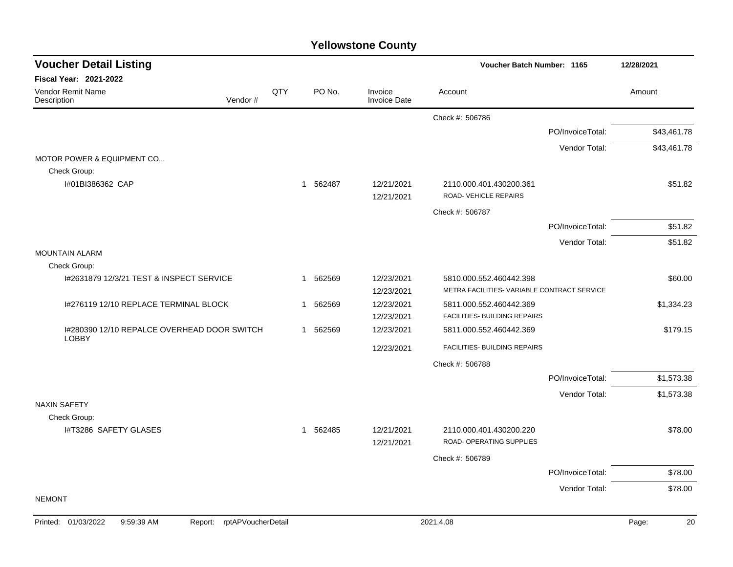# Yellowstone County

## Voucher Detail Listing

**Voucher Batch Number: 1165** 12/28/2021

**Fiscal Year: 2021-2022**

| Vendor Remit Name / Description | Vendor # | QTY | PO No. | Invoice / Invoice Date | Account | Amount |
|---|---|---|---|---|---|---|
| | | | | | Check #: 506786 | |
| | | | | | PO/InvoiceTotal: | $43,461.78 |
| | | | | | Vendor Total: | $43,461.78 |
| MOTOR POWER & EQUIPMENT CO... | | | | | | |
| Check Group: | | | | | | |
| I#01BI386362 CAP | | 1 | 562487 | 12/21/2021 | 2110.000.401.430200.361 | $51.82 |
| | | | | 12/21/2021 | ROAD- VEHICLE REPAIRS | |
| | | | | | Check #: 506787 | |
| | | | | | PO/InvoiceTotal: | $51.82 |
| | | | | | Vendor Total: | $51.82 |
| MOUNTAIN ALARM | | | | | | |
| Check Group: | | | | | | |
| I#2631879 12/3/21 TEST & INSPECT SERVICE | | 1 | 562569 | 12/23/2021 | 5810.000.552.460442.398 | $60.00 |
| | | | | 12/23/2021 | METRA FACILITIES- VARIABLE CONTRACT SERVICE | |
| I#276119 12/10 REPLACE TERMINAL BLOCK | | 1 | 562569 | 12/23/2021 | 5811.000.552.460442.369 | $1,334.23 |
| | | | | 12/23/2021 | FACILITIES- BUILDING REPAIRS | |
| I#280390 12/10 REPALCE OVERHEAD DOOR SWITCH LOBBY | | 1 | 562569 | 12/23/2021 | 5811.000.552.460442.369 | $179.15 |
| | | | | 12/23/2021 | FACILITIES- BUILDING REPAIRS | |
| | | | | | Check #: 506788 | |
| | | | | | PO/InvoiceTotal: | $1,573.38 |
| | | | | | Vendor Total: | $1,573.38 |
| NAXIN SAFETY | | | | | | |
| Check Group: | | | | | | |
| I#T3286 SAFETY GLASES | | 1 | 562485 | 12/21/2021 | 2110.000.401.430200.220 | $78.00 |
| | | | | 12/21/2021 | ROAD- OPERATING SUPPLIES | |
| | | | | | Check #: 506789 | |
| | | | | | PO/InvoiceTotal: | $78.00 |
| | | | | | Vendor Total: | $78.00 |
| NEMONT | | | | | | |

Printed: 01/03/2022 9:59:39 AM Report: rptAPVoucherDetail 2021.4.08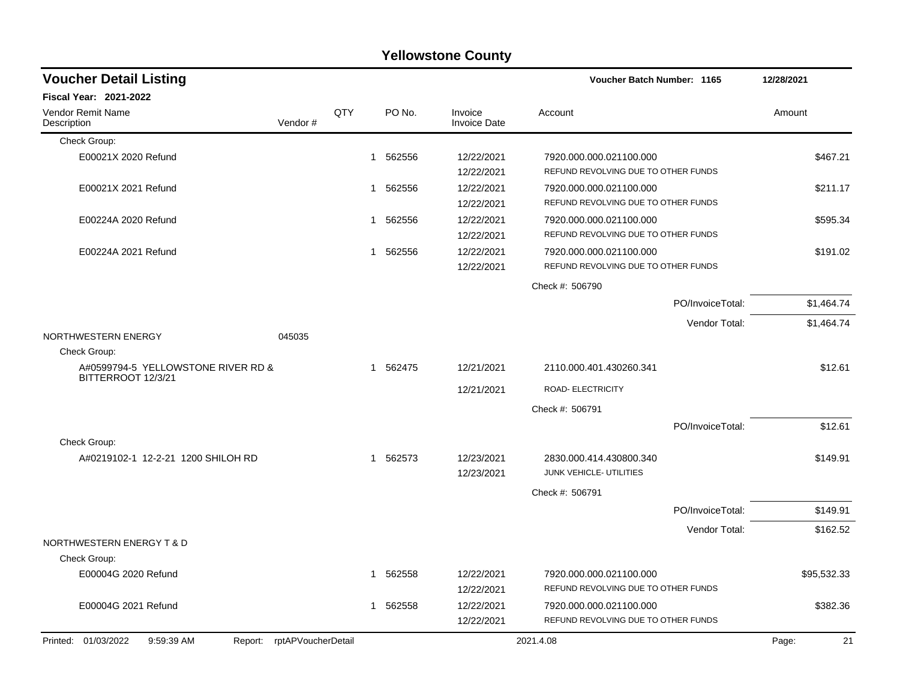# Yellowstone County

## Voucher Detail Listing

**Voucher Batch Number: 1165** | 12/28/2021

**Fiscal Year: 2021-2022**

| Vendor Remit Name / Description | Vendor # | QTY | PO No. | Invoice / Invoice Date | Account | Amount |
|---|---|---|---|---|---|---|
| Check Group: | | | | | | |
| E00021X 2020 Refund | | 1 | 562556 | 12/22/2021 / 12/22/2021 | 7920.000.000.021100.000 REFUND REVOLVING DUE TO OTHER FUNDS | $467.21 |
| E00021X 2021 Refund | | 1 | 562556 | 12/22/2021 / 12/22/2021 | 7920.000.000.021100.000 REFUND REVOLVING DUE TO OTHER FUNDS | $211.17 |
| E00224A 2020 Refund | | 1 | 562556 | 12/22/2021 / 12/22/2021 | 7920.000.000.021100.000 REFUND REVOLVING DUE TO OTHER FUNDS | $595.34 |
| E00224A 2021 Refund | | 1 | 562556 | 12/22/2021 / 12/22/2021 | 7920.000.000.021100.000 REFUND REVOLVING DUE TO OTHER FUNDS | $191.02 |
| | | | | | Check #: 506790 | |
| | | | | | PO/InvoiceTotal: | $1,464.74 |
| | | | | | Vendor Total: | $1,464.74 |
| NORTHWESTERN ENERGY | 045035 | | | | | |
| Check Group: | | | | | | |
| A#0599794-5 YELLOWSTONE RIVER RD & BITTERROOT 12/3/21 | | 1 | 562475 | 12/21/2021 / 12/21/2021 | 2110.000.401.430260.341 ROAD- ELECTRICITY | $12.61 |
| | | | | | Check #: 506791 | |
| | | | | | PO/InvoiceTotal: | $12.61 |
| Check Group: | | | | | | |
| A#0219102-1 12-2-21 1200 SHILOH RD | | 1 | 562573 | 12/23/2021 / 12/23/2021 | 2830.000.414.430800.340 JUNK VEHICLE- UTILITIES | $149.91 |
| | | | | | Check #: 506791 | |
| | | | | | PO/InvoiceTotal: | $149.91 |
| | | | | | Vendor Total: | $162.52 |
| NORTHWESTERN ENERGY T & D | | | | | | |
| Check Group: | | | | | | |
| E00004G 2020 Refund | | 1 | 562558 | 12/22/2021 / 12/22/2021 | 7920.000.000.021100.000 REFUND REVOLVING DUE TO OTHER FUNDS | $95,532.33 |
| E00004G 2021 Refund | | 1 | 562558 | 12/22/2021 / 12/22/2021 | 7920.000.000.021100.000 REFUND REVOLVING DUE TO OTHER FUNDS | $382.36 |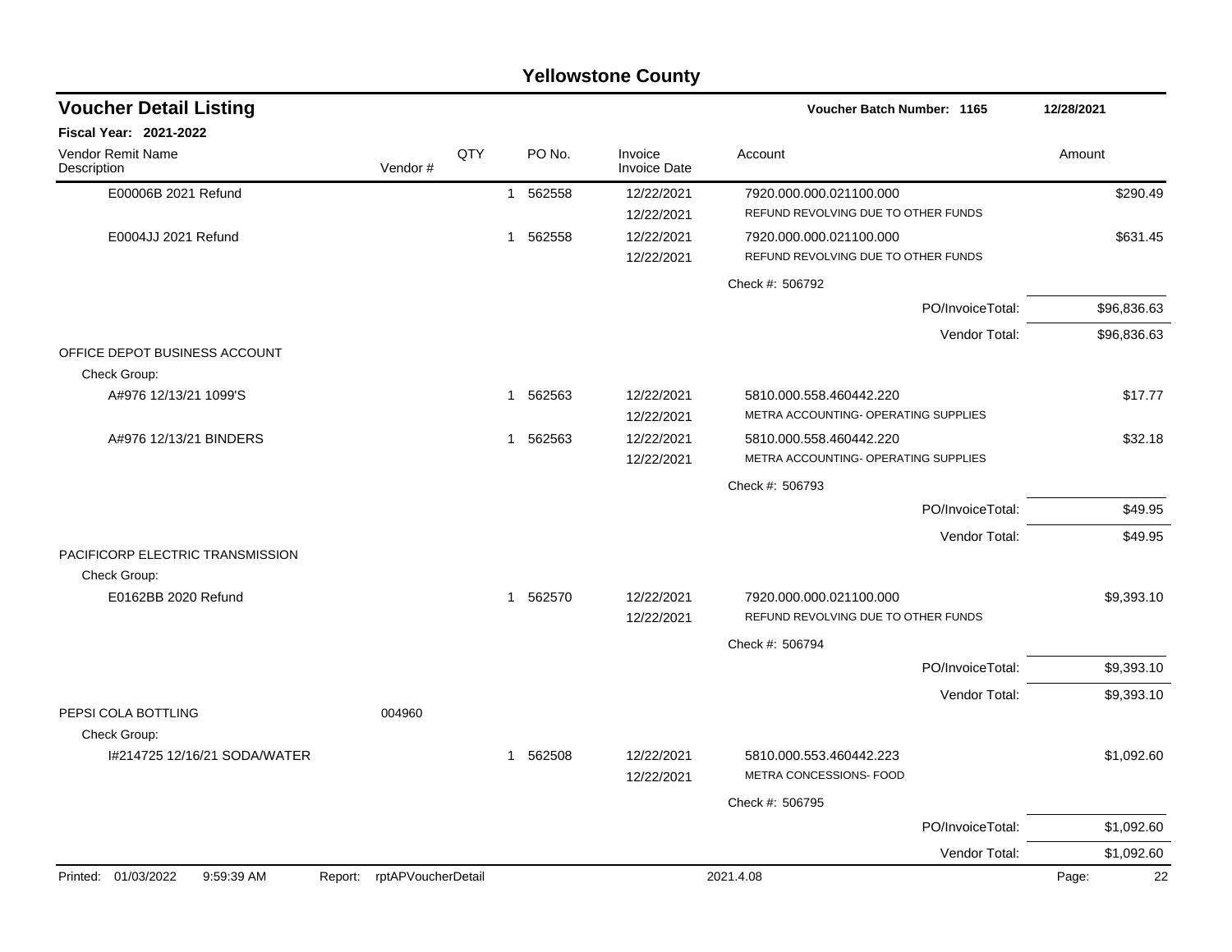# Yellowstone County

## Voucher Detail Listing

Voucher Batch Number: 1165 — 12/28/2021

**Fiscal Year: 2021-2022**

| Vendor Remit Name / Description | Vendor # | QTY | PO No. | Invoice / Invoice Date | Account | Amount |
|---|---|---|---|---|---|---|
| E00006B 2021 Refund | | 1 | 562558 | 12/22/2021 | 7920.000.000.021100.000 | $290.49 |
| | | | | 12/22/2021 | REFUND REVOLVING DUE TO OTHER FUNDS | |
| E0004JJ 2021 Refund | | 1 | 562558 | 12/22/2021 | 7920.000.000.021100.000 | $631.45 |
| | | | | 12/22/2021 | REFUND REVOLVING DUE TO OTHER FUNDS | |
| | | | | | Check #: 506792 | |
| | | | | | PO/InvoiceTotal: | $96,836.63 |
| | | | | | Vendor Total: | $96,836.63 |
| OFFICE DEPOT BUSINESS ACCOUNT | | | | | | |
| Check Group: | | | | | | |
| A#976 12/13/21 1099'S | | 1 | 562563 | 12/22/2021 | 5810.000.558.460442.220 | $17.77 |
| | | | | 12/22/2021 | METRA ACCOUNTING- OPERATING SUPPLIES | |
| A#976 12/13/21 BINDERS | | 1 | 562563 | 12/22/2021 | 5810.000.558.460442.220 | $32.18 |
| | | | | 12/22/2021 | METRA ACCOUNTING- OPERATING SUPPLIES | |
| | | | | | Check #: 506793 | |
| | | | | | PO/InvoiceTotal: | $49.95 |
| | | | | | Vendor Total: | $49.95 |
| PACIFICORP ELECTRIC TRANSMISSION | | | | | | |
| Check Group: | | | | | | |
| E0162BB 2020 Refund | | 1 | 562570 | 12/22/2021 | 7920.000.000.021100.000 | $9,393.10 |
| | | | | 12/22/2021 | REFUND REVOLVING DUE TO OTHER FUNDS | |
| | | | | | Check #: 506794 | |
| | | | | | PO/InvoiceTotal: | $9,393.10 |
| | | | | | Vendor Total: | $9,393.10 |
| PEPSI COLA BOTTLING | 004960 | | | | | |
| Check Group: | | | | | | |
| I#214725 12/16/21 SODA/WATER | | 1 | 562508 | 12/22/2021 | 5810.000.553.460442.223 | $1,092.60 |
| | | | | 12/22/2021 | METRA CONCESSIONS- FOOD | |
| | | | | | Check #: 506795 | |
| | | | | | PO/InvoiceTotal: | $1,092.60 |
| | | | | | Vendor Total: | $1,092.60 |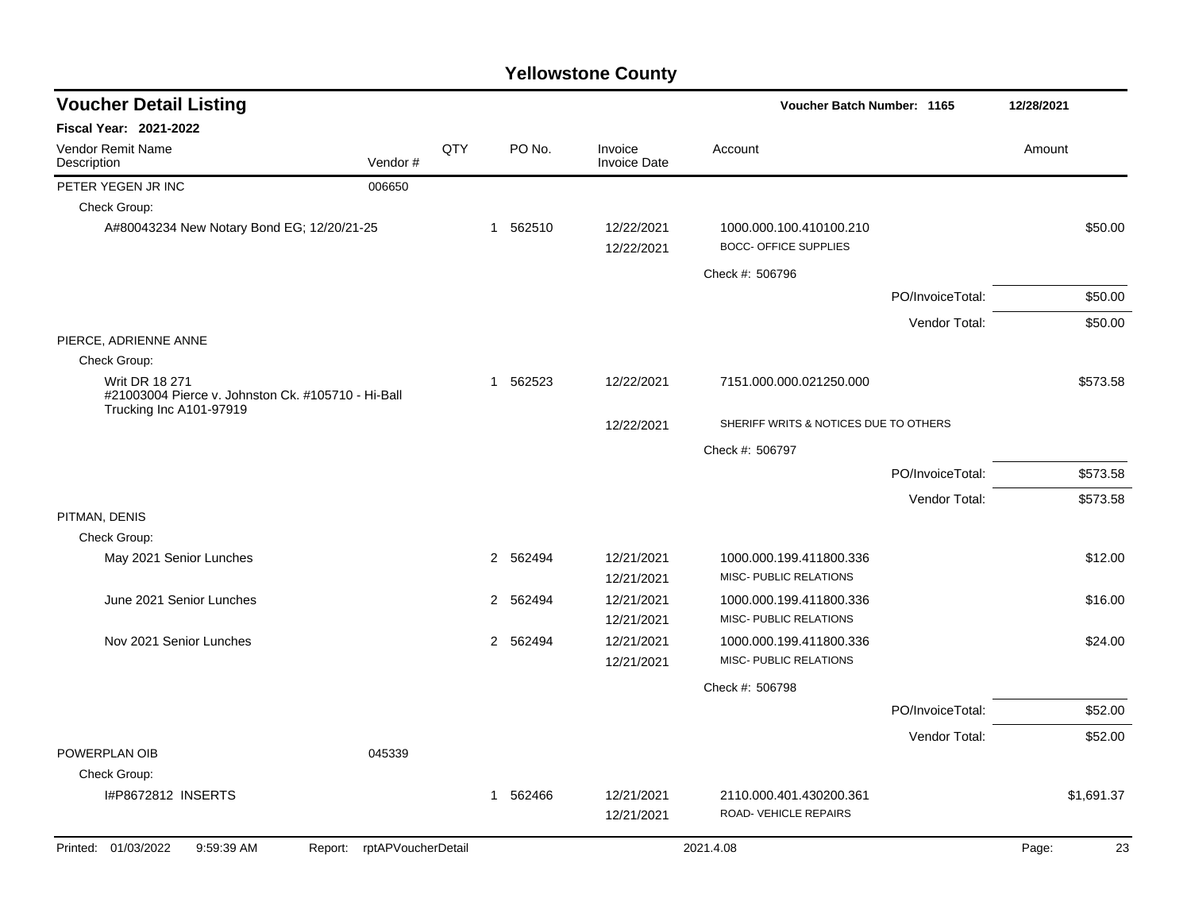# Yellowstone County

## Voucher Detail Listing

**Voucher Batch Number: 1165** — 12/28/2021

**Fiscal Year: 2021-2022**

| Vendor Remit Name / Description | Vendor # | QTY | PO No. | Invoice / Invoice Date | Account | Amount |
|---|---|---|---|---|---|---|
| PETER YEGEN JR INC | 006650 | | | | | |
| Check Group: | | | | | | |
| A#80043234 New Notary Bond EG; 12/20/21-25 | | 1 | 562510 | 12/22/2021 / 12/22/2021 | 1000.000.100.410100.210 BOCC- OFFICE SUPPLIES | $50.00 |
| | | | | | Check #: 506796 | |
| | | | | | PO/InvoiceTotal: | $50.00 |
| | | | | | Vendor Total: | $50.00 |
| PIERCE, ADRIENNE ANNE | | | | | | |
| Check Group: | | | | | | |
| Writ DR 18 271 #21003004 Pierce v. Johnston Ck. #105710 - Hi-Ball Trucking Inc A101-97919 | | 1 | 562523 | 12/22/2021 / 12/22/2021 | 7151.000.000.021250.000 SHERIFF WRITS & NOTICES DUE TO OTHERS | $573.58 |
| | | | | | Check #: 506797 | |
| | | | | | PO/InvoiceTotal: | $573.58 |
| | | | | | Vendor Total: | $573.58 |
| PITMAN, DENIS | | | | | | |
| Check Group: | | | | | | |
| May 2021 Senior Lunches | | 2 | 562494 | 12/21/2021 / 12/21/2021 | 1000.000.199.411800.336 MISC- PUBLIC RELATIONS | $12.00 |
| June 2021 Senior Lunches | | 2 | 562494 | 12/21/2021 / 12/21/2021 | 1000.000.199.411800.336 MISC- PUBLIC RELATIONS | $16.00 |
| Nov 2021 Senior Lunches | | 2 | 562494 | 12/21/2021 / 12/21/2021 | 1000.000.199.411800.336 MISC- PUBLIC RELATIONS | $24.00 |
| | | | | | Check #: 506798 | |
| | | | | | PO/InvoiceTotal: | $52.00 |
| | | | | | Vendor Total: | $52.00 |
| POWERPLAN OIB | 045339 | | | | | |
| Check Group: | | | | | | |
| I#P8672812 INSERTS | | 1 | 562466 | 12/21/2021 / 12/21/2021 | 2110.000.401.430200.361 ROAD- VEHICLE REPAIRS | $1,691.37 |

Printed: 01/03/2022 9:59:39 AM Report: rptAPVoucherDetail 2021.4.08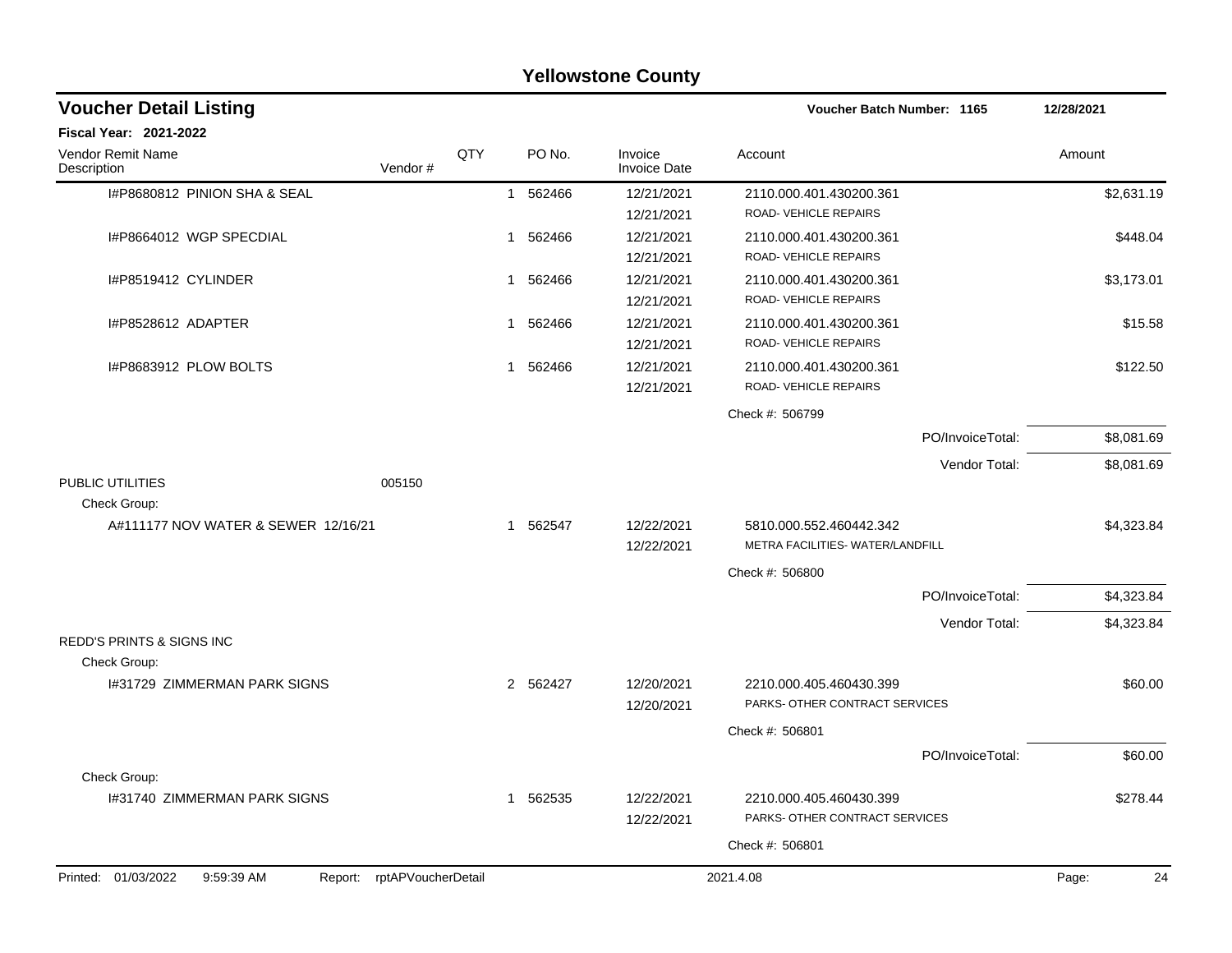# Yellowstone County

## Voucher Detail Listing

**Voucher Batch Number: 1165** 12/28/2021

**Fiscal Year: 2021-2022**

| Vendor Remit Name / Description | Vendor # | QTY | PO No. | Invoice / Invoice Date | Account | Amount |
|---|---|---|---|---|---|---|
| I#P8680812 PINION SHA & SEAL | | 1 | 562466 | 12/21/2021 / 12/21/2021 | 2110.000.401.430200.361 ROAD- VEHICLE REPAIRS | $2,631.19 |
| I#P8664012 WGP SPECDIAL | | 1 | 562466 | 12/21/2021 / 12/21/2021 | 2110.000.401.430200.361 ROAD- VEHICLE REPAIRS | $448.04 |
| I#P8519412 CYLINDER | | 1 | 562466 | 12/21/2021 / 12/21/2021 | 2110.000.401.430200.361 ROAD- VEHICLE REPAIRS | $3,173.01 |
| I#P8528612 ADAPTER | | 1 | 562466 | 12/21/2021 / 12/21/2021 | 2110.000.401.430200.361 ROAD- VEHICLE REPAIRS | $15.58 |
| I#P8683912 PLOW BOLTS | | 1 | 562466 | 12/21/2021 / 12/21/2021 | 2110.000.401.430200.361 ROAD- VEHICLE REPAIRS | $122.50 |
| | | | | | Check #: 506799 | |
| | | | | | PO/InvoiceTotal: | $8,081.69 |
| | | | | | Vendor Total: | $8,081.69 |
| PUBLIC UTILITIES | 005150 | | | | | |
| Check Group: | | | | | | |
| A#111177 NOV WATER & SEWER 12/16/21 | | 1 | 562547 | 12/22/2021 / 12/22/2021 | 5810.000.552.460442.342 METRA FACILITIES- WATER/LANDFILL | $4,323.84 |
| | | | | | Check #: 506800 | |
| | | | | | PO/InvoiceTotal: | $4,323.84 |
| | | | | | Vendor Total: | $4,323.84 |
| REDD'S PRINTS & SIGNS INC | | | | | | |
| Check Group: | | | | | | |
| I#31729 ZIMMERMAN PARK SIGNS | | 2 | 562427 | 12/20/2021 / 12/20/2021 | 2210.000.405.460430.399 PARKS- OTHER CONTRACT SERVICES | $60.00 |
| | | | | | Check #: 506801 | |
| | | | | | PO/InvoiceTotal: | $60.00 |
| Check Group: | | | | | | |
| I#31740 ZIMMERMAN PARK SIGNS | | 1 | 562535 | 12/22/2021 / 12/22/2021 | 2210.000.405.460430.399 PARKS- OTHER CONTRACT SERVICES | $278.44 |
| | | | | | Check #: 506801 | |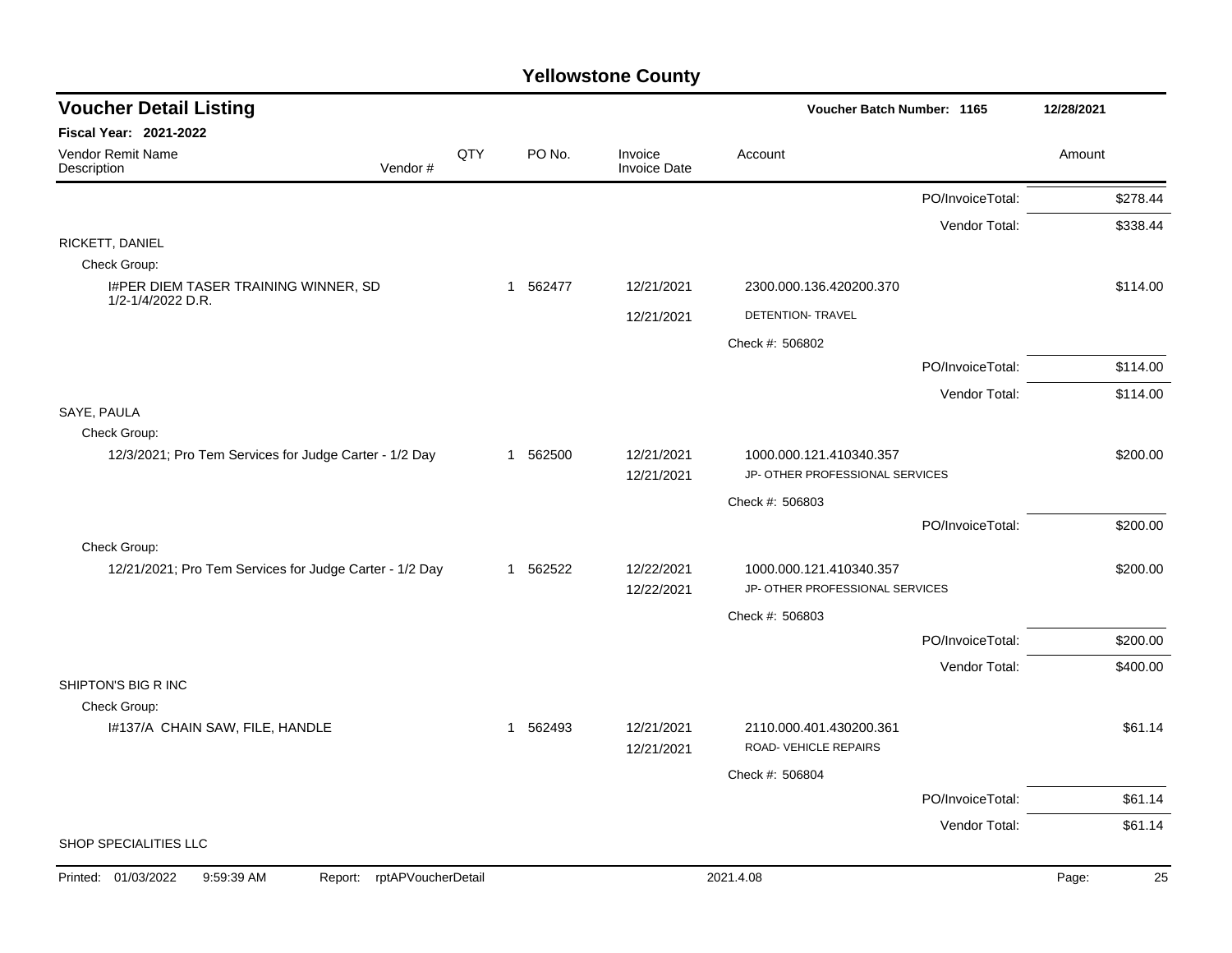# Yellowstone County

## Voucher Detail Listing

Voucher Batch Number: 1165 — 12/28/2021

**Fiscal Year: 2021-2022**

| Vendor Remit Name / Description | Vendor # | QTY | PO No. | Invoice / Invoice Date | Account | Amount |
|---|---|---|---|---|---|---|
| | | | | | PO/InvoiceTotal: | $278.44 |
| | | | | | Vendor Total: | $338.44 |
| RICKETT, DANIEL | | | | | | |
| Check Group: | | | | | | |
| I#PER DIEM TASER TRAINING WINNER, SD 1/2-1/4/2022 D.R. | | 1 | 562477 | 12/21/2021 | 2300.000.136.420200.370 | $114.00 |
| | | | | 12/21/2021 | DETENTION- TRAVEL | |
| | | | | | Check #: 506802 | |
| | | | | | PO/InvoiceTotal: | $114.00 |
| | | | | | Vendor Total: | $114.00 |
| SAYE, PAULA | | | | | | |
| Check Group: | | | | | | |
| 12/3/2021; Pro Tem Services for Judge Carter - 1/2 Day | | 1 | 562500 | 12/21/2021 | 1000.000.121.410340.357 | $200.00 |
| | | | | 12/21/2021 | JP- OTHER PROFESSIONAL SERVICES | |
| | | | | | Check #: 506803 | |
| | | | | | PO/InvoiceTotal: | $200.00 |
| Check Group: | | | | | | |
| 12/21/2021; Pro Tem Services for Judge Carter - 1/2 Day | | 1 | 562522 | 12/22/2021 | 1000.000.121.410340.357 | $200.00 |
| | | | | 12/22/2021 | JP- OTHER PROFESSIONAL SERVICES | |
| | | | | | Check #: 506803 | |
| | | | | | PO/InvoiceTotal: | $200.00 |
| | | | | | Vendor Total: | $400.00 |
| SHIPTON'S BIG R INC | | | | | | |
| Check Group: | | | | | | |
| I#137/A CHAIN SAW, FILE, HANDLE | | 1 | 562493 | 12/21/2021 | 2110.000.401.430200.361 | $61.14 |
| | | | | 12/21/2021 | ROAD- VEHICLE REPAIRS | |
| | | | | | Check #: 506804 | |
| | | | | | PO/InvoiceTotal: | $61.14 |
| | | | | | Vendor Total: | $61.14 |
| SHOP SPECIALITIES LLC | | | | | | |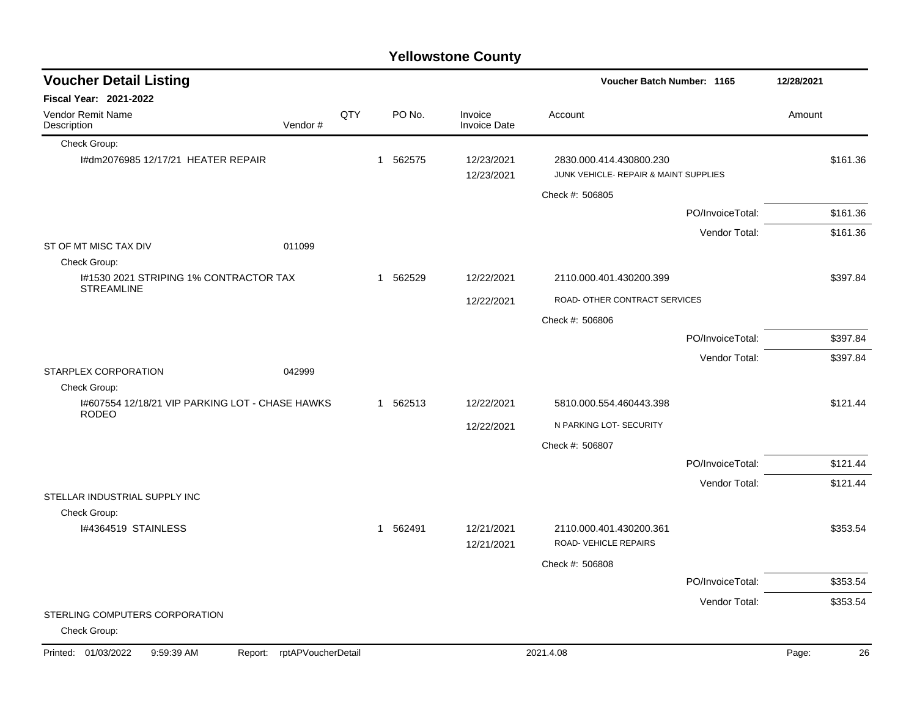## Yellowstone County

### Voucher Detail Listing

**Voucher Batch Number: 1165** — 12/28/2021

**Fiscal Year: 2021-2022**

| Vendor Remit Name / Description | Vendor # | QTY | PO No. | Invoice / Invoice Date | Account | Amount |
|---|---|---|---|---|---|---|
| Check Group: | | | | | | |
| I#dm2076985 12/17/21 HEATER REPAIR | | 1 | 562575 | 12/23/2021 | 2830.000.414.430800.230 | $161.36 |
| | | | | 12/23/2021 | JUNK VEHICLE- REPAIR & MAINT SUPPLIES | |
| | | | | | Check #: 506805 | |
| | | | | | PO/InvoiceTotal: | $161.36 |
| | | | | | Vendor Total: | $161.36 |
| ST OF MT MISC TAX DIV | 011099 | | | | | |
| Check Group: | | | | | | |
| I#1530 2021 STRIPING 1% CONTRACTOR TAX STREAMLINE | | 1 | 562529 | 12/22/2021 | 2110.000.401.430200.399 | $397.84 |
| | | | | 12/22/2021 | ROAD- OTHER CONTRACT SERVICES | |
| | | | | | Check #: 506806 | |
| | | | | | PO/InvoiceTotal: | $397.84 |
| | | | | | Vendor Total: | $397.84 |
| STARPLEX CORPORATION | 042999 | | | | | |
| Check Group: | | | | | | |
| I#607554 12/18/21 VIP PARKING LOT - CHASE HAWKS RODEO | | 1 | 562513 | 12/22/2021 | 5810.000.554.460443.398 | $121.44 |
| | | | | 12/22/2021 | N PARKING LOT- SECURITY | |
| | | | | | Check #: 506807 | |
| | | | | | PO/InvoiceTotal: | $121.44 |
| | | | | | Vendor Total: | $121.44 |
| STELLAR INDUSTRIAL SUPPLY INC | | | | | | |
| Check Group: | | | | | | |
| I#4364519 STAINLESS | | 1 | 562491 | 12/21/2021 | 2110.000.401.430200.361 | $353.54 |
| | | | | 12/21/2021 | ROAD- VEHICLE REPAIRS | |
| | | | | | Check #: 506808 | |
| | | | | | PO/InvoiceTotal: | $353.54 |
| | | | | | Vendor Total: | $353.54 |
| STERLING COMPUTERS CORPORATION | | | | | | |
| Check Group: | | | | | | |

Printed: 01/03/2022 9:59:39 AM Report: rptAPVoucherDetail 2021.4.08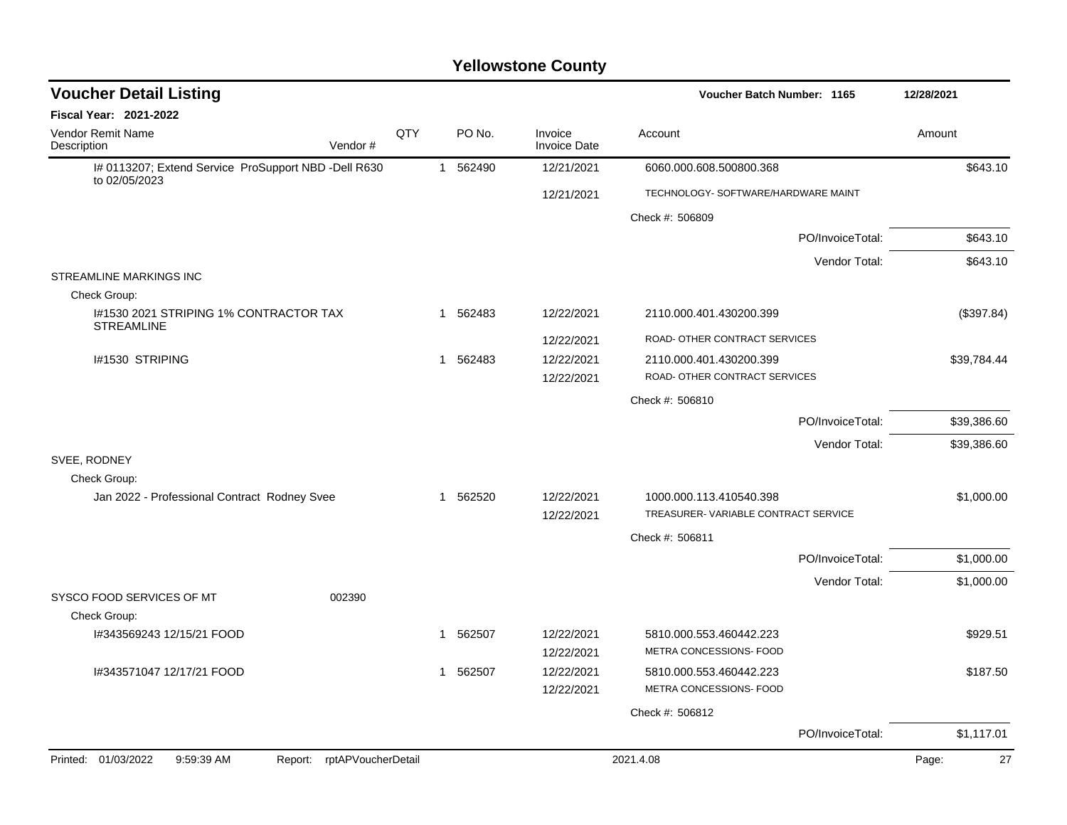# Yellowstone County

## Voucher Detail Listing

**Voucher Batch Number: 1165** — 12/28/2021

**Fiscal Year: 2021-2022**

| Vendor Remit Name / Description | Vendor # | QTY | PO No. | Invoice / Invoice Date | Account | Amount |
|---|---|---|---|---|---|---|
| I# 0113207; Extend Service ProSupport NBD -Dell R630 to 02/05/2023 | | 1 | 562490 | 12/21/2021 | 6060.000.608.500800.368 | $643.10 |
| | | | | 12/21/2021 | TECHNOLOGY- SOFTWARE/HARDWARE MAINT | |
| | | | | | Check #: 506809 | |
| | | | | | PO/InvoiceTotal: | $643.10 |
| | | | | | Vendor Total: | $643.10 |
| STREAMLINE MARKINGS INC | | | | | | |
| Check Group: | | | | | | |
| I#1530 2021 STRIPING 1% CONTRACTOR TAX STREAMLINE | | 1 | 562483 | 12/22/2021 | 2110.000.401.430200.399 | ($397.84) |
| | | | | 12/22/2021 | ROAD- OTHER CONTRACT SERVICES | |
| I#1530 STRIPING | | 1 | 562483 | 12/22/2021 | 2110.000.401.430200.399 | $39,784.44 |
| | | | | 12/22/2021 | ROAD- OTHER CONTRACT SERVICES | |
| | | | | | Check #: 506810 | |
| | | | | | PO/InvoiceTotal: | $39,386.60 |
| | | | | | Vendor Total: | $39,386.60 |
| SVEE, RODNEY | | | | | | |
| Check Group: | | | | | | |
| Jan 2022 - Professional Contract Rodney Svee | | 1 | 562520 | 12/22/2021 | 1000.000.113.410540.398 | $1,000.00 |
| | | | | 12/22/2021 | TREASURER- VARIABLE CONTRACT SERVICE | |
| | | | | | Check #: 506811 | |
| | | | | | PO/InvoiceTotal: | $1,000.00 |
| | | | | | Vendor Total: | $1,000.00 |
| SYSCO FOOD SERVICES OF MT | 002390 | | | | | |
| Check Group: | | | | | | |
| I#343569243 12/15/21 FOOD | | 1 | 562507 | 12/22/2021 | 5810.000.553.460442.223 | $929.51 |
| | | | | 12/22/2021 | METRA CONCESSIONS- FOOD | |
| I#343571047 12/17/21 FOOD | | 1 | 562507 | 12/22/2021 | 5810.000.553.460442.223 | $187.50 |
| | | | | 12/22/2021 | METRA CONCESSIONS- FOOD | |
| | | | | | Check #: 506812 | |
| | | | | | PO/InvoiceTotal: | $1,117.01 |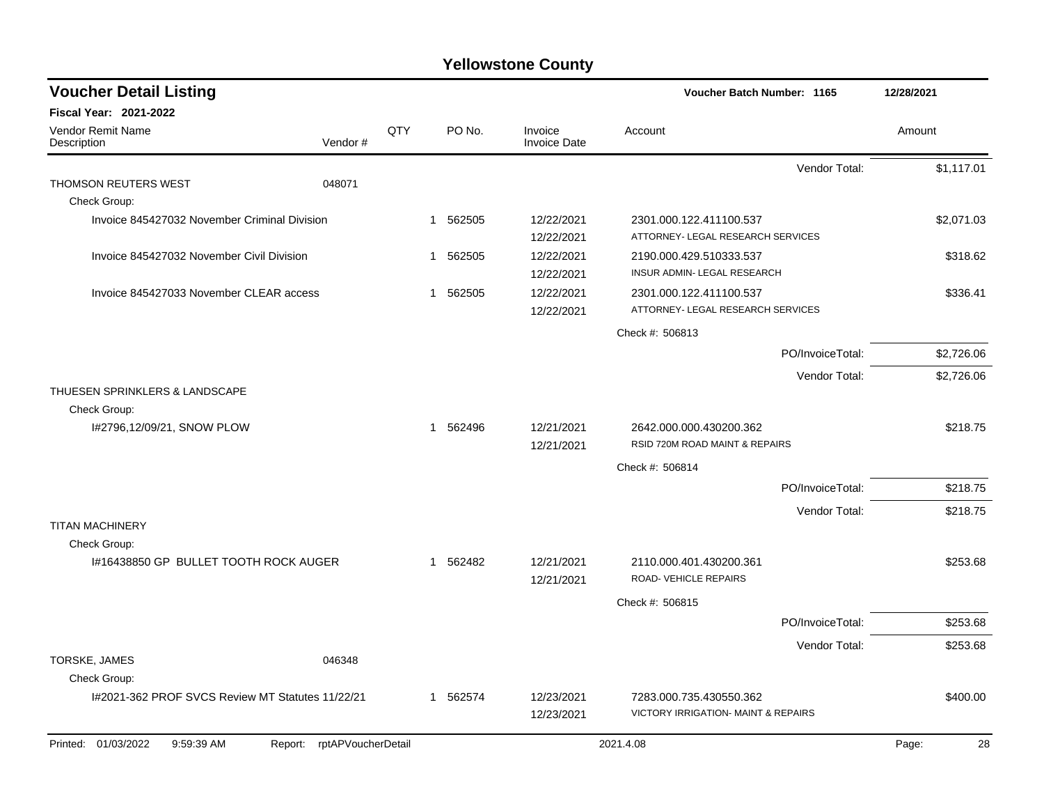# Yellowstone County

## Voucher Detail Listing

**Voucher Batch Number: 1165** — 12/28/2021

**Fiscal Year: 2021-2022**

| Vendor Remit Name / Description | Vendor # | QTY | PO No. | Invoice / Invoice Date | Account | Amount |
|---|---|---|---|---|---|---|
| | | | | | Vendor Total: | $1,117.01 |
| THOMSON REUTERS WEST | 048071 | | | | | |
| Check Group: | | | | | | |
| Invoice 845427032 November Criminal Division | | 1 | 562505 | 12/22/2021 / 12/22/2021 | 2301.000.122.411100.537 ATTORNEY- LEGAL RESEARCH SERVICES | $2,071.03 |
| Invoice 845427032 November Civil Division | | 1 | 562505 | 12/22/2021 / 12/22/2021 | 2190.000.429.510333.537 INSUR ADMIN- LEGAL RESEARCH | $318.62 |
| Invoice 845427033 November CLEAR access | | 1 | 562505 | 12/22/2021 / 12/22/2021 | 2301.000.122.411100.537 ATTORNEY- LEGAL RESEARCH SERVICES | $336.41 |
| | | | | | Check #: 506813 | |
| | | | | | PO/InvoiceTotal: | $2,726.06 |
| | | | | | Vendor Total: | $2,726.06 |
| THUESEN SPRINKLERS & LANDSCAPE | | | | | | |
| Check Group: | | | | | | |
| I#2796,12/09/21, SNOW PLOW | | 1 | 562496 | 12/21/2021 / 12/21/2021 | 2642.000.000.430200.362 RSID 720M ROAD MAINT & REPAIRS | $218.75 |
| | | | | | Check #: 506814 | |
| | | | | | PO/InvoiceTotal: | $218.75 |
| | | | | | Vendor Total: | $218.75 |
| TITAN MACHINERY | | | | | | |
| Check Group: | | | | | | |
| I#16438850 GP BULLET TOOTH ROCK AUGER | | 1 | 562482 | 12/21/2021 / 12/21/2021 | 2110.000.401.430200.361 ROAD- VEHICLE REPAIRS | $253.68 |
| | | | | | Check #: 506815 | |
| | | | | | PO/InvoiceTotal: | $253.68 |
| | | | | | Vendor Total: | $253.68 |
| TORSKE, JAMES | 046348 | | | | | |
| Check Group: | | | | | | |
| I#2021-362 PROF SVCS Review MT Statutes 11/22/21 | | 1 | 562574 | 12/23/2021 / 12/23/2021 | 7283.000.735.430550.362 VICTORY IRRIGATION- MAINT & REPAIRS | $400.00 |

Printed: 01/03/2022 9:59:39 AM Report: rptAPVoucherDetail 2021.4.08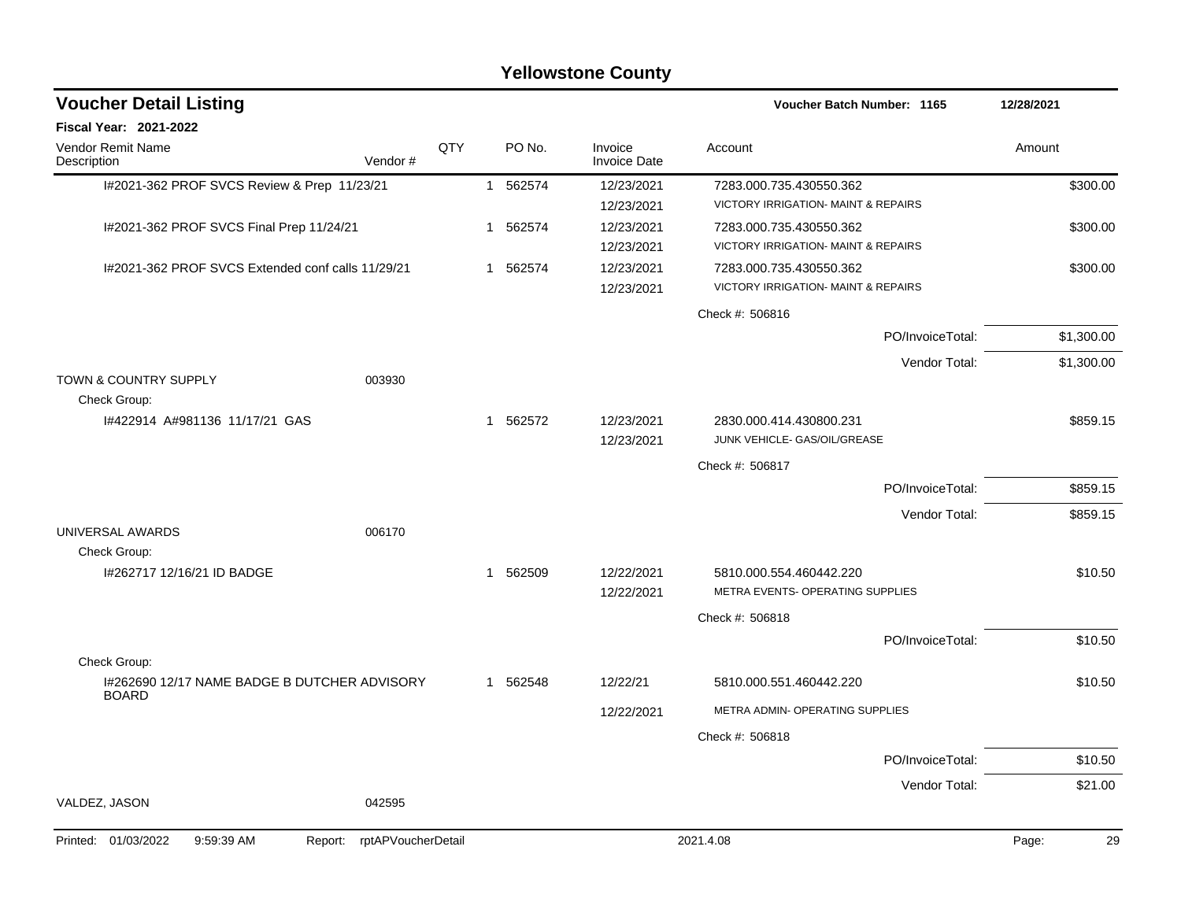# Yellowstone County

## Voucher Detail Listing

**Voucher Batch Number: 1165** — 12/28/2021

**Fiscal Year: 2021-2022**

| Vendor Remit Name / Description | Vendor # | QTY | PO No. | Invoice / Invoice Date | Account | Amount |
|---|---|---|---|---|---|---|
| I#2021-362 PROF SVCS Review & Prep 11/23/21 | | 1 | 562574 | 12/23/2021 | 7283.000.735.430550.362 | $300.00 |
| | | | | 12/23/2021 | VICTORY IRRIGATION- MAINT & REPAIRS | |
| I#2021-362 PROF SVCS Final Prep 11/24/21 | | 1 | 562574 | 12/23/2021 | 7283.000.735.430550.362 | $300.00 |
| | | | | 12/23/2021 | VICTORY IRRIGATION- MAINT & REPAIRS | |
| I#2021-362 PROF SVCS Extended conf calls 11/29/21 | | 1 | 562574 | 12/23/2021 | 7283.000.735.430550.362 | $300.00 |
| | | | | 12/23/2021 | VICTORY IRRIGATION- MAINT & REPAIRS | |
| | | | | | Check #: 506816 | |
| | | | | | PO/InvoiceTotal: | $1,300.00 |
| | | | | | Vendor Total: | $1,300.00 |
| TOWN & COUNTRY SUPPLY | 003930 | | | | | |
| Check Group: | | | | | | |
| I#422914 A#981136 11/17/21 GAS | | 1 | 562572 | 12/23/2021 | 2830.000.414.430800.231 | $859.15 |
| | | | | 12/23/2021 | JUNK VEHICLE- GAS/OIL/GREASE | |
| | | | | | Check #: 506817 | |
| | | | | | PO/InvoiceTotal: | $859.15 |
| | | | | | Vendor Total: | $859.15 |
| UNIVERSAL AWARDS | 006170 | | | | | |
| Check Group: | | | | | | |
| I#262717 12/16/21 ID BADGE | | 1 | 562509 | 12/22/2021 | 5810.000.554.460442.220 | $10.50 |
| | | | | 12/22/2021 | METRA EVENTS- OPERATING SUPPLIES | |
| | | | | | Check #: 506818 | |
| | | | | | PO/InvoiceTotal: | $10.50 |
| Check Group: | | | | | | |
| I#262690 12/17 NAME BADGE B DUTCHER ADVISORY BOARD | | 1 | 562548 | 12/22/21 | 5810.000.551.460442.220 | $10.50 |
| | | | | 12/22/2021 | METRA ADMIN- OPERATING SUPPLIES | |
| | | | | | Check #: 506818 | |
| | | | | | PO/InvoiceTotal: | $10.50 |
| | | | | | Vendor Total: | $21.00 |
| VALDEZ, JASON | 042595 | | | | | |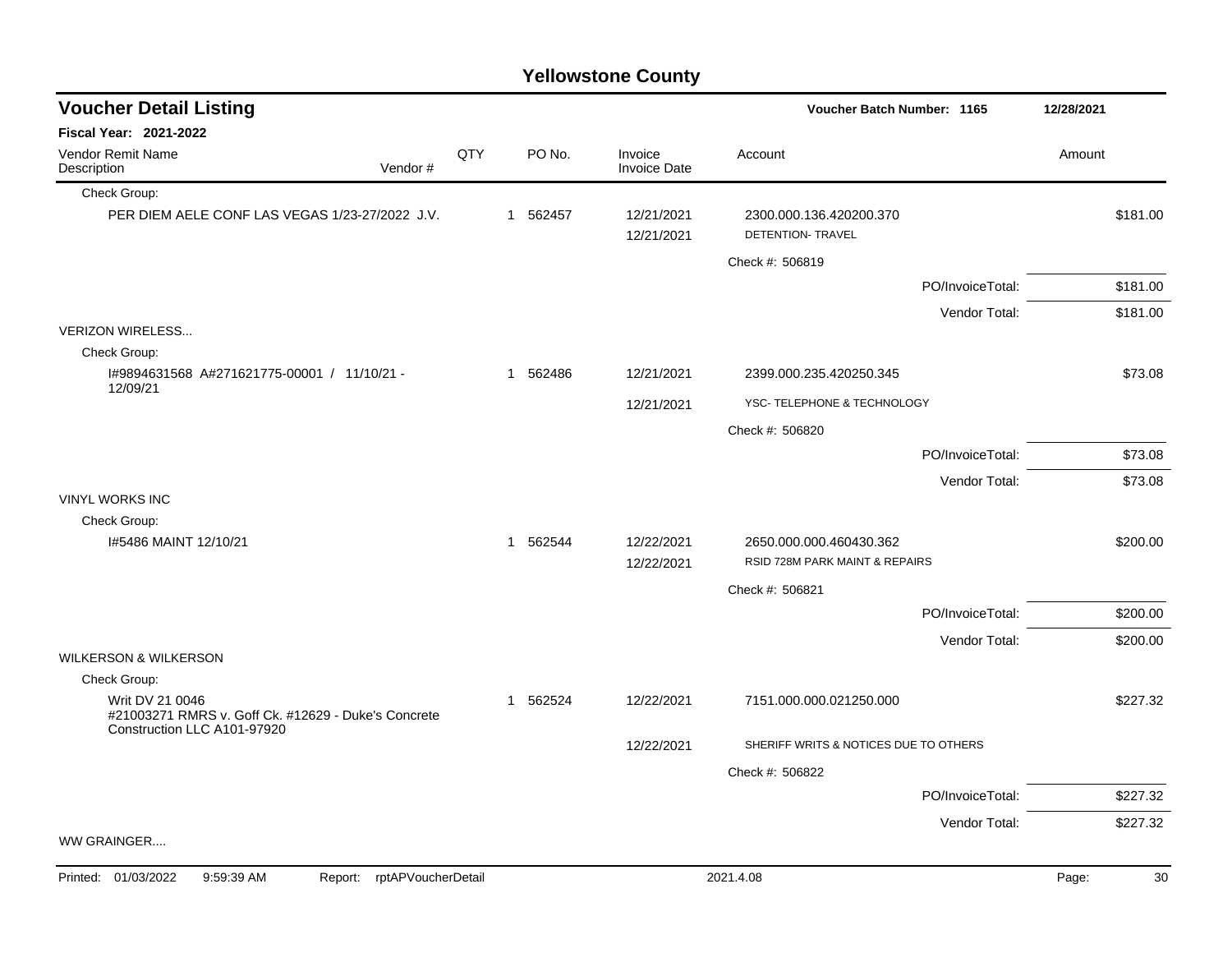## Yellowstone County

### Voucher Detail Listing

**Voucher Batch Number: 1165** — 12/28/2021

**Fiscal Year: 2021-2022**

| Vendor Remit Name / Description | Vendor # | QTY | PO No. | Invoice / Invoice Date | Account | Amount |
|---|---|---|---|---|---|---|
| Check Group: | | | | | | |
| PER DIEM AELE CONF LAS VEGAS 1/23-27/2022 J.V. | | 1 | 562457 | 12/21/2021 | 2300.000.136.420200.370 | $181.00 |
| | | | | 12/21/2021 | DETENTION- TRAVEL | |
| | | | | | Check #: 506819 | |
| | | | | | PO/InvoiceTotal: | $181.00 |
| | | | | | Vendor Total: | $181.00 |
| VERIZON WIRELESS... | | | | | | |
| Check Group: | | | | | | |
| I#9894631568 A#271621775-00001 / 11/10/21 - 12/09/21 | | 1 | 562486 | 12/21/2021 | 2399.000.235.420250.345 | $73.08 |
| | | | | 12/21/2021 | YSC- TELEPHONE & TECHNOLOGY | |
| | | | | | Check #: 506820 | |
| | | | | | PO/InvoiceTotal: | $73.08 |
| | | | | | Vendor Total: | $73.08 |
| VINYL WORKS INC | | | | | | |
| Check Group: | | | | | | |
| I#5486 MAINT 12/10/21 | | 1 | 562544 | 12/22/2021 | 2650.000.000.460430.362 | $200.00 |
| | | | | 12/22/2021 | RSID 728M PARK MAINT & REPAIRS | |
| | | | | | Check #: 506821 | |
| | | | | | PO/InvoiceTotal: | $200.00 |
| | | | | | Vendor Total: | $200.00 |
| WILKERSON & WILKERSON | | | | | | |
| Check Group: | | | | | | |
| Writ DV 21 0046 #21003271 RMRS v. Goff Ck. #12629 - Duke's Concrete Construction LLC A101-97920 | | 1 | 562524 | 12/22/2021 | 7151.000.000.021250.000 | $227.32 |
| | | | | 12/22/2021 | SHERIFF WRITS & NOTICES DUE TO OTHERS | |
| | | | | | Check #: 506822 | |
| | | | | | PO/InvoiceTotal: | $227.32 |
| | | | | | Vendor Total: | $227.32 |
| WW GRAINGER.... | | | | | | |

Printed: 01/03/2022 9:59:39 AM Report: rptAPVoucherDetail 2021.4.08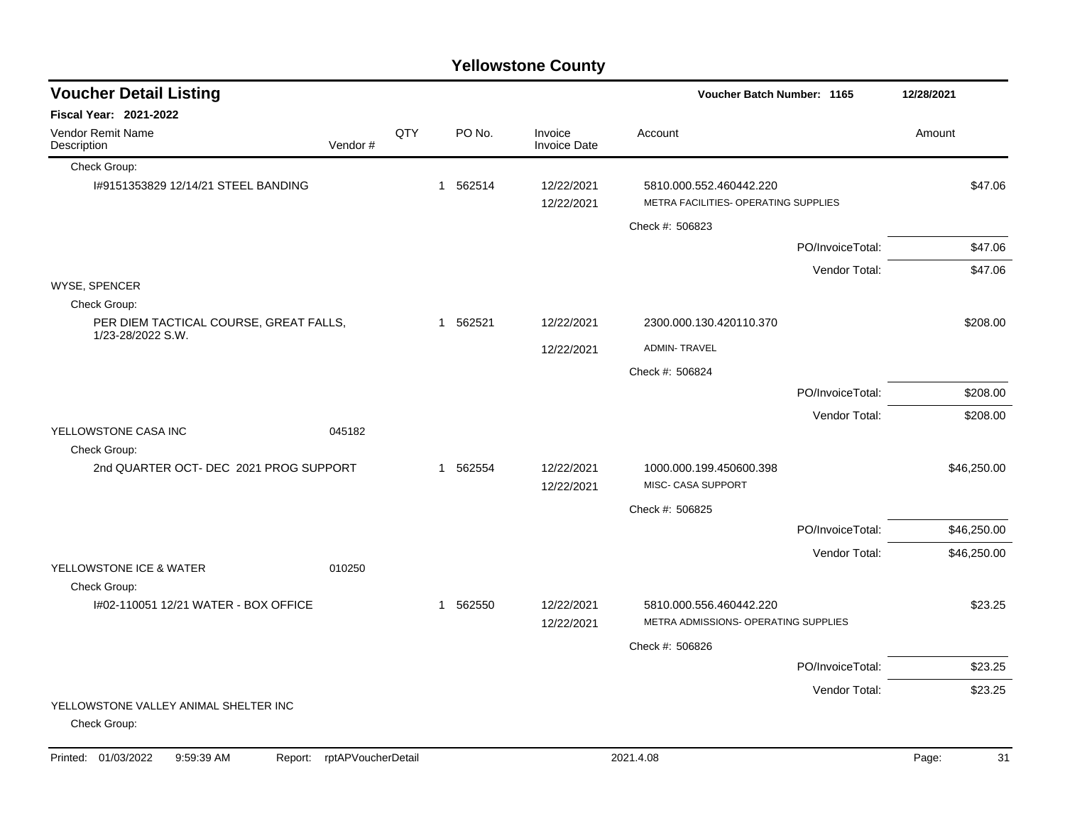# Yellowstone County

## Voucher Detail Listing

**Voucher Batch Number: 1165** — 12/28/2021

**Fiscal Year: 2021-2022**

| Vendor Remit Name / Description | Vendor # | QTY | PO No. | Invoice / Invoice Date | Account | Amount |
|---|---|---|---|---|---|---|
| Check Group: | | | | | | |
| I#9151353829 12/14/21 STEEL BANDING | | 1 | 562514 | 12/22/2021 / 12/22/2021 | 5810.000.552.460442.220 METRA FACILITIES- OPERATING SUPPLIES | $47.06 |
| | | | | | Check #: 506823 | |
| | | | | | PO/InvoiceTotal: | $47.06 |
| | | | | | Vendor Total: | $47.06 |
| WYSE, SPENCER | | | | | | |
| Check Group: | | | | | | |
| PER DIEM TACTICAL COURSE, GREAT FALLS, 1/23-28/2022 S.W. | | 1 | 562521 | 12/22/2021 / 12/22/2021 | 2300.000.130.420110.370 ADMIN- TRAVEL | $208.00 |
| | | | | | Check #: 506824 | |
| | | | | | PO/InvoiceTotal: | $208.00 |
| | | | | | Vendor Total: | $208.00 |
| YELLOWSTONE CASA INC | 045182 | | | | | |
| Check Group: | | | | | | |
| 2nd QUARTER OCT- DEC 2021 PROG SUPPORT | | 1 | 562554 | 12/22/2021 / 12/22/2021 | 1000.000.199.450600.398 MISC- CASA SUPPORT | $46,250.00 |
| | | | | | Check #: 506825 | |
| | | | | | PO/InvoiceTotal: | $46,250.00 |
| | | | | | Vendor Total: | $46,250.00 |
| YELLOWSTONE ICE & WATER | 010250 | | | | | |
| Check Group: | | | | | | |
| I#02-110051 12/21 WATER - BOX OFFICE | | 1 | 562550 | 12/22/2021 / 12/22/2021 | 5810.000.556.460442.220 METRA ADMISSIONS- OPERATING SUPPLIES | $23.25 |
| | | | | | Check #: 506826 | |
| | | | | | PO/InvoiceTotal: | $23.25 |
| | | | | | Vendor Total: | $23.25 |
| YELLOWSTONE VALLEY ANIMAL SHELTER INC | | | | | | |
| Check Group: | | | | | | |

Printed: 01/03/2022 9:59:39 AM Report: rptAPVoucherDetail 2021.4.08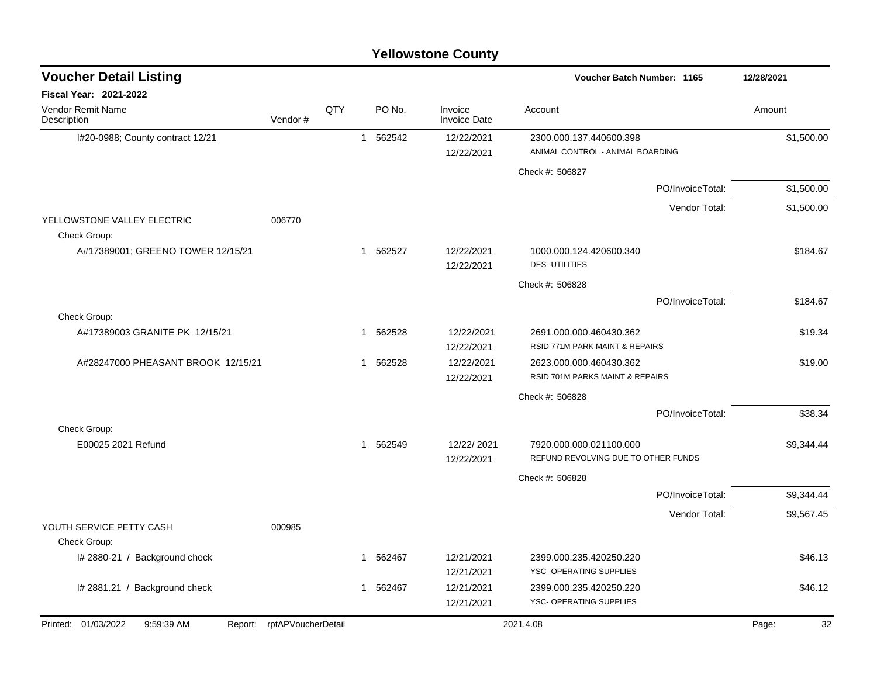# Yellowstone County

## Voucher Detail Listing

**Voucher Batch Number: 1165** — 12/28/2021

**Fiscal Year: 2021-2022**

| Vendor Remit Name / Description | Vendor # | QTY | PO No. | Invoice / Invoice Date | Account | Amount |
|---|---|---|---|---|---|---|
| I#20-0988; County contract 12/21 | | 1 | 562542 | 12/22/2021<br>12/22/2021 | 2300.000.137.440600.398<br>ANIMAL CONTROL - ANIMAL BOARDING | $1,500.00 |
| | | | | | Check #: 506827 | |
| | | | | | PO/InvoiceTotal: | $1,500.00 |
| | | | | | Vendor Total: | $1,500.00 |
| YELLOWSTONE VALLEY ELECTRIC | 006770 | | | | | |
| Check Group: | | | | | | |
| A#17389001; GREENO TOWER 12/15/21 | | 1 | 562527 | 12/22/2021<br>12/22/2021 | 1000.000.124.420600.340<br>DES- UTILITIES | $184.67 |
| | | | | | Check #: 506828 | |
| | | | | | PO/InvoiceTotal: | $184.67 |
| Check Group: | | | | | | |
| A#17389003 GRANITE PK 12/15/21 | | 1 | 562528 | 12/22/2021<br>12/22/2021 | 2691.000.000.460430.362<br>RSID 771M PARK MAINT & REPAIRS | $19.34 |
| A#28247000 PHEASANT BROOK 12/15/21 | | 1 | 562528 | 12/22/2021<br>12/22/2021 | 2623.000.000.460430.362<br>RSID 701M PARKS MAINT & REPAIRS | $19.00 |
| | | | | | Check #: 506828 | |
| | | | | | PO/InvoiceTotal: | $38.34 |
| Check Group: | | | | | | |
| E00025 2021 Refund | | 1 | 562549 | 12/22/ 2021<br>12/22/2021 | 7920.000.000.021100.000<br>REFUND REVOLVING DUE TO OTHER FUNDS | $9,344.44 |
| | | | | | Check #: 506828 | |
| | | | | | PO/InvoiceTotal: | $9,344.44 |
| | | | | | Vendor Total: | $9,567.45 |
| YOUTH SERVICE PETTY CASH | 000985 | | | | | |
| Check Group: | | | | | | |
| I# 2880-21 / Background check | | 1 | 562467 | 12/21/2021<br>12/21/2021 | 2399.000.235.420250.220<br>YSC- OPERATING SUPPLIES | $46.13 |
| I# 2881.21 / Background check | | 1 | 562467 | 12/21/2021<br>12/21/2021 | 2399.000.235.420250.220<br>YSC- OPERATING SUPPLIES | $46.12 |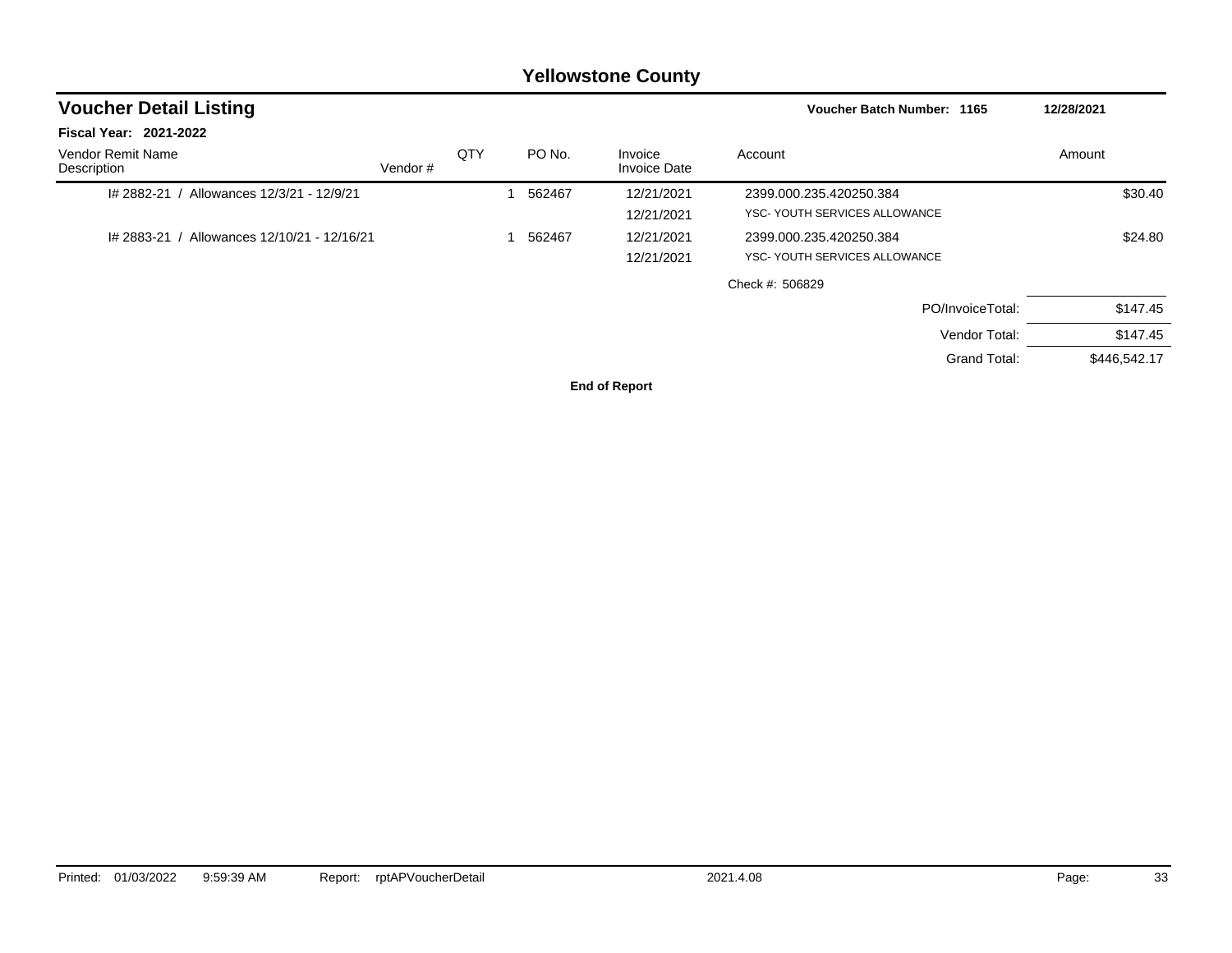# Yellowstone County

## Voucher Detail Listing

**Voucher Batch Number: 1165** **12/28/2021**

**Fiscal Year: 2021-2022**

| Vendor Remit Name Description | Vendor # | QTY | PO No. | Invoice Invoice Date | Account | Amount |
|---|---|---|---|---|---|---|
| I# 2882-21 / Allowances 12/3/21 - 12/9/21 | | 1 | 562467 | 12/21/2021 | 2399.000.235.420250.384 | $30.40 |
| | | | | 12/21/2021 | YSC- YOUTH SERVICES ALLOWANCE | |
| I# 2883-21 / Allowances 12/10/21 - 12/16/21 | | 1 | 562467 | 12/21/2021 | 2399.000.235.420250.384 | $24.80 |
| | | | | 12/21/2021 | YSC- YOUTH SERVICES ALLOWANCE | |
| | | | | | Check #: 506829 | |
| | | | | | PO/InvoiceTotal: | $147.45 |
| | | | | | Vendor Total: | $147.45 |
| | | | | | Grand Total: | $446,542.17 |

**End of Report**